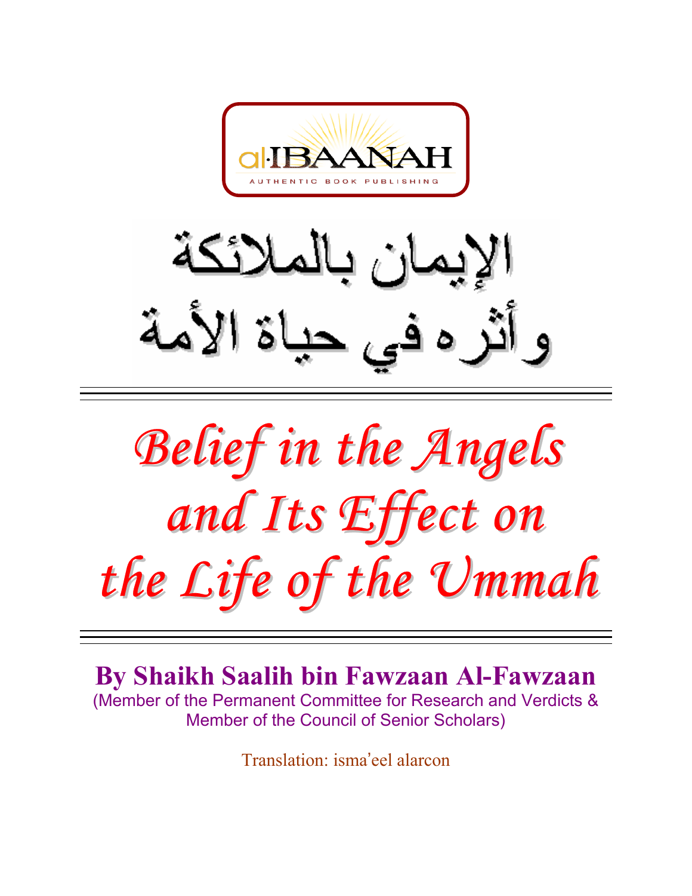al-IBAANAH

AUTHENTIC BOOK PUBLISHING

الإيمان بالملائكة
وأثره في حياة الأمة

# *Belief in the Angels and Its Effect on the Life of the Ummah*

**By Shaikh Saalih bin Fawzaan Al-Fawzaan**

(Member of the Permanent Committee for Research and Verdicts & Member of the Council of Senior Scholars)

Translation: isma'eel alarcon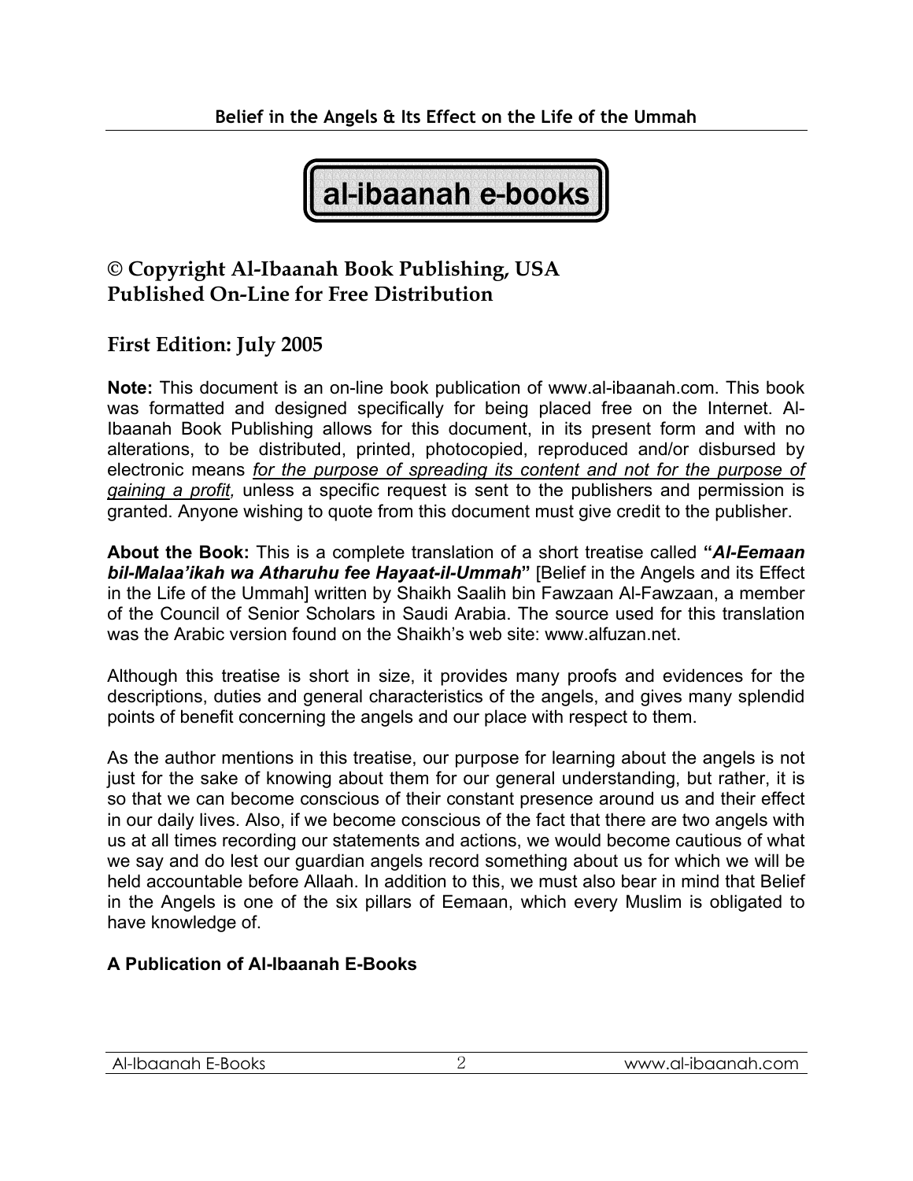**al-ibaanah e-books**

## © Copyright Al-Ibaanah Book Publishing, USA
## Published On-Line for Free Distribution

### First Edition: July 2005

**Note:** This document is an on-line book publication of www.al-ibaanah.com. This book was formatted and designed specifically for being placed free on the Internet. Al-Ibaanah Book Publishing allows for this document, in its present form and with no alterations, to be distributed, printed, photocopied, reproduced and/or disbursed by electronic means *for the purpose of spreading its content and not for the purpose of gaining a profit,* unless a specific request is sent to the publishers and permission is granted. Anyone wishing to quote from this document must give credit to the publisher.

**About the Book:** This is a complete translation of a short treatise called **"*Al-Eemaan bil-Malaa'ikah wa Atharuhu fee Hayaat-il-Ummah*"** [Belief in the Angels and its Effect in the Life of the Ummah] written by Shaikh Saalih bin Fawzaan Al-Fawzaan, a member of the Council of Senior Scholars in Saudi Arabia. The source used for this translation was the Arabic version found on the Shaikh's web site: www.alfuzan.net.

Although this treatise is short in size, it provides many proofs and evidences for the descriptions, duties and general characteristics of the angels, and gives many splendid points of benefit concerning the angels and our place with respect to them.

As the author mentions in this treatise, our purpose for learning about the angels is not just for the sake of knowing about them for our general understanding, but rather, it is so that we can become conscious of their constant presence around us and their effect in our daily lives. Also, if we become conscious of the fact that there are two angels with us at all times recording our statements and actions, we would become cautious of what we say and do lest our guardian angels record something about us for which we will be held accountable before Allaah. In addition to this, we must also bear in mind that Belief in the Angels is one of the six pillars of Eemaan, which every Muslim is obligated to have knowledge of.

**A Publication of Al-Ibaanah E-Books**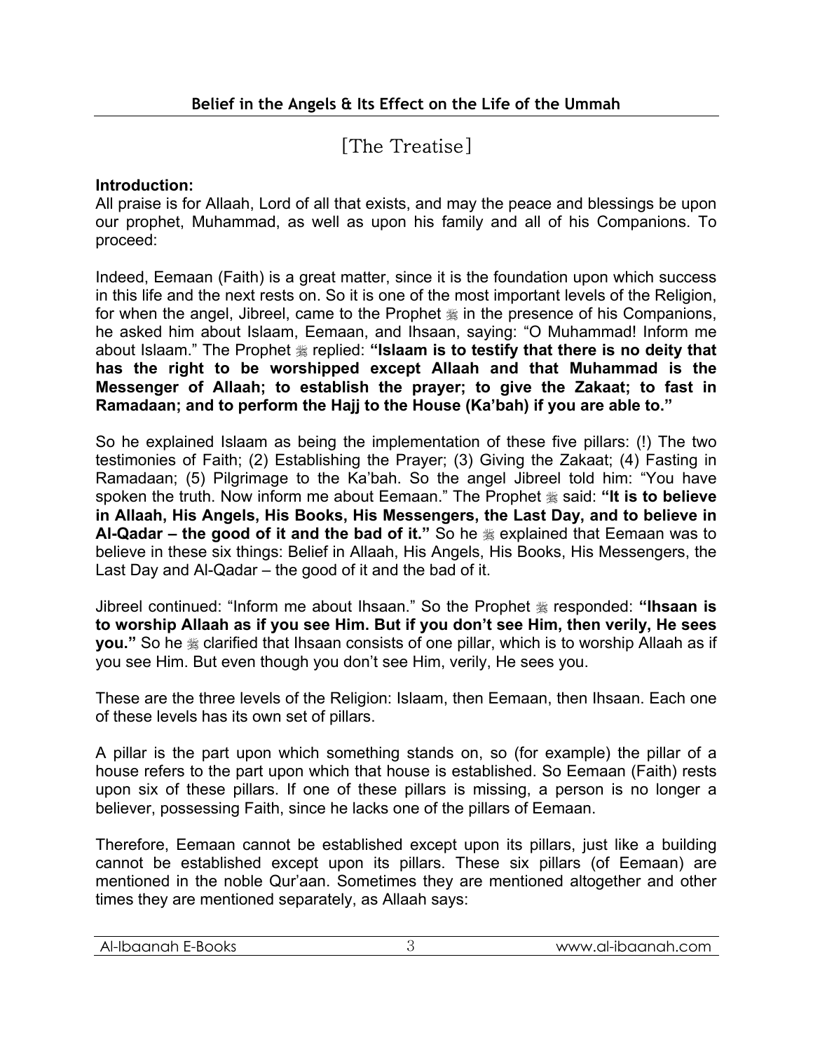## [The Treatise]

**Introduction:**
All praise is for Allaah, Lord of all that exists, and may the peace and blessings be upon our prophet, Muhammad, as well as upon his family and all of his Companions. To proceed:

Indeed, Eemaan (Faith) is a great matter, since it is the foundation upon which success in this life and the next rests on. So it is one of the most important levels of the Religion, for when the angel, Jibreel, came to the Prophet ﷺ in the presence of his Companions, he asked him about Islaam, Eemaan, and Ihsaan, saying: "O Muhammad! Inform me about Islaam." The Prophet ﷺ replied: **"Islaam is to testify that there is no deity that has the right to be worshipped except Allaah and that Muhammad is the Messenger of Allaah; to establish the prayer; to give the Zakaat; to fast in Ramadaan; and to perform the Hajj to the House (Ka'bah) if you are able to."**

So he explained Islaam as being the implementation of these five pillars: (!) The two testimonies of Faith; (2) Establishing the Prayer; (3) Giving the Zakaat; (4) Fasting in Ramadaan; (5) Pilgrimage to the Ka'bah. So the angel Jibreel told him: "You have spoken the truth. Now inform me about Eemaan." The Prophet ﷺ said: **"It is to believe in Allaah, His Angels, His Books, His Messengers, the Last Day, and to believe in Al-Qadar – the good of it and the bad of it."** So he ﷺ explained that Eemaan was to believe in these six things: Belief in Allaah, His Angels, His Books, His Messengers, the Last Day and Al-Qadar – the good of it and the bad of it.

Jibreel continued: "Inform me about Ihsaan." So the Prophet ﷺ responded: **"Ihsaan is to worship Allaah as if you see Him. But if you don't see Him, then verily, He sees you."** So he ﷺ clarified that Ihsaan consists of one pillar, which is to worship Allaah as if you see Him. But even though you don't see Him, verily, He sees you.

These are the three levels of the Religion: Islaam, then Eemaan, then Ihsaan. Each one of these levels has its own set of pillars.

A pillar is the part upon which something stands on, so (for example) the pillar of a house refers to the part upon which that house is established. So Eemaan (Faith) rests upon six of these pillars. If one of these pillars is missing, a person is no longer a believer, possessing Faith, since he lacks one of the pillars of Eemaan.

Therefore, Eemaan cannot be established except upon its pillars, just like a building cannot be established except upon its pillars. These six pillars (of Eemaan) are mentioned in the noble Qur'aan. Sometimes they are mentioned altogether and other times they are mentioned separately, as Allaah says: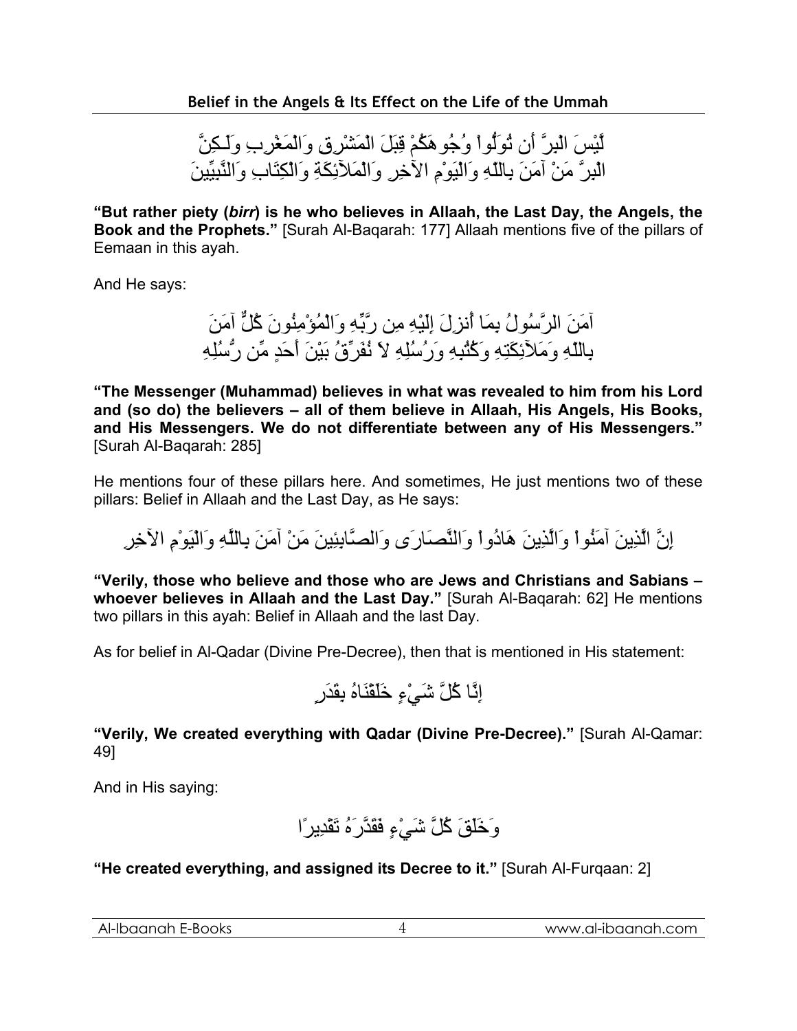لَّيْسَ الْبِرَّ أَن تُوَلُّواْ وُجُوهَكُمْ قِبَلَ الْمَشْرِقِ وَالْمَغْرِبِ وَلَـكِنَّ الْبِرَّ مَنْ آمَنَ بِاللّهِ وَالْيَوْمِ الآخِرِ وَالْمَلآئِكَةِ وَالْكِتَابِ وَالنَّبِيِّينَ

**"But rather piety (*birr*) is he who believes in Allaah, the Last Day, the Angels, the Book and the Prophets."** [Surah Al-Baqarah: 177] Allaah mentions five of the pillars of Eemaan in this ayah.

And He says:

آمَنَ الرَّسُولُ بِمَا أُنزِلَ إِلَيْهِ مِن رَّبِّهِ وَالْمُؤْمِنُونَ كُلٌّ آمَنَ بِاللّهِ وَمَلآئِكَتِهِ وَكُتُبِهِ وَرُسُلِهِ لاَ نُفَرِّقُ بَيْنَ أَحَدٍ مِّن رُّسُلِهِ

**"The Messenger (Muhammad) believes in what was revealed to him from his Lord and (so do) the believers – all of them believe in Allaah, His Angels, His Books, and His Messengers. We do not differentiate between any of His Messengers."** [Surah Al-Baqarah: 285]

He mentions four of these pillars here. And sometimes, He just mentions two of these pillars: Belief in Allaah and the Last Day, as He says:

إِنَّ الَّذِينَ آمَنُواْ وَالَّذِينَ هَادُواْ وَالنَّصَارَى وَالصَّابِئِينَ مَنْ آمَنَ بِاللَّهِ وَالْيَوْمِ الآخِرِ

**"Verily, those who believe and those who are Jews and Christians and Sabians – whoever believes in Allaah and the Last Day."** [Surah Al-Baqarah: 62] He mentions two pillars in this ayah: Belief in Allaah and the last Day.

As for belief in Al-Qadar (Divine Pre-Decree), then that is mentioned in His statement:

إِنَّا كُلَّ شَيْءٍ خَلَقْنَاهُ بِقَدَرٍ

**"Verily, We created everything with Qadar (Divine Pre-Decree)."** [Surah Al-Qamar: 49]

And in His saying:

وَخَلَقَ كُلَّ شَيْءٍ فَقَدَّرَهُ تَقْدِيرًا

**"He created everything, and assigned its Decree to it."** [Surah Al-Furqaan: 2]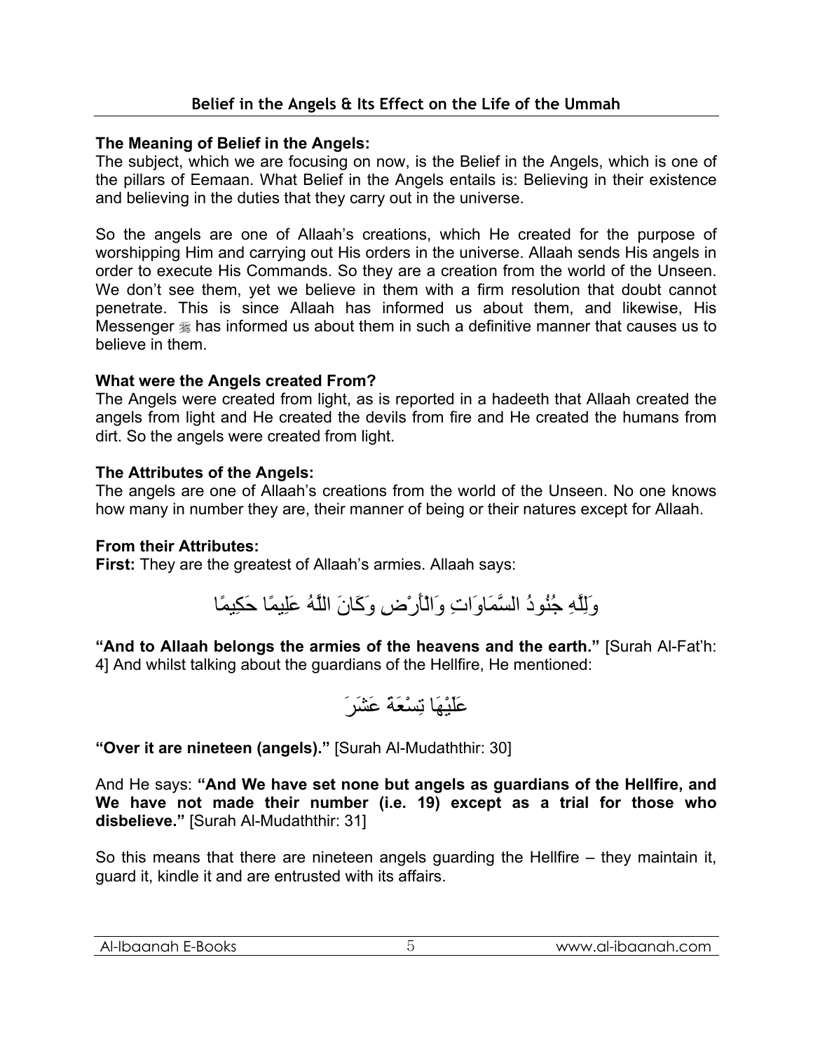## The Meaning of Belief in the Angels:

The subject, which we are focusing on now, is the Belief in the Angels, which is one of the pillars of Eemaan. What Belief in the Angels entails is: Believing in their existence and believing in the duties that they carry out in the universe.

So the angels are one of Allaah's creations, which He created for the purpose of worshipping Him and carrying out His orders in the universe. Allaah sends His angels in order to execute His Commands. So they are a creation from the world of the Unseen. We don't see them, yet we believe in them with a firm resolution that doubt cannot penetrate. This is since Allaah has informed us about them, and likewise, His Messenger ﷺ has informed us about them in such a definitive manner that causes us to believe in them.

## What were the Angels created From?

The Angels were created from light, as is reported in a hadeeth that Allaah created the angels from light and He created the devils from fire and He created the humans from dirt. So the angels were created from light.

## The Attributes of the Angels:

The angels are one of Allaah's creations from the world of the Unseen. No one knows how many in number they are, their manner of being or their natures except for Allaah.

## From their Attributes:

**First:** They are the greatest of Allaah's armies. Allaah says:

وَلِلَّهِ جُنُودُ السَّمَاوَاتِ وَالْأَرْضِ وَكَانَ اللَّهُ عَلِيمًا حَكِيمًا

**"And to Allaah belongs the armies of the heavens and the earth."** [Surah Al-Fat'h: 4] And whilst talking about the guardians of the Hellfire, He mentioned:

عَلَيْهَا تِسْعَةَ عَشَرَ

**"Over it are nineteen (angels)."** [Surah Al-Mudaththir: 30]

And He says: **"And We have set none but angels as guardians of the Hellfire, and We have not made their number (i.e. 19) except as a trial for those who disbelieve."** [Surah Al-Mudaththir: 31]

So this means that there are nineteen angels guarding the Hellfire – they maintain it, guard it, kindle it and are entrusted with its affairs.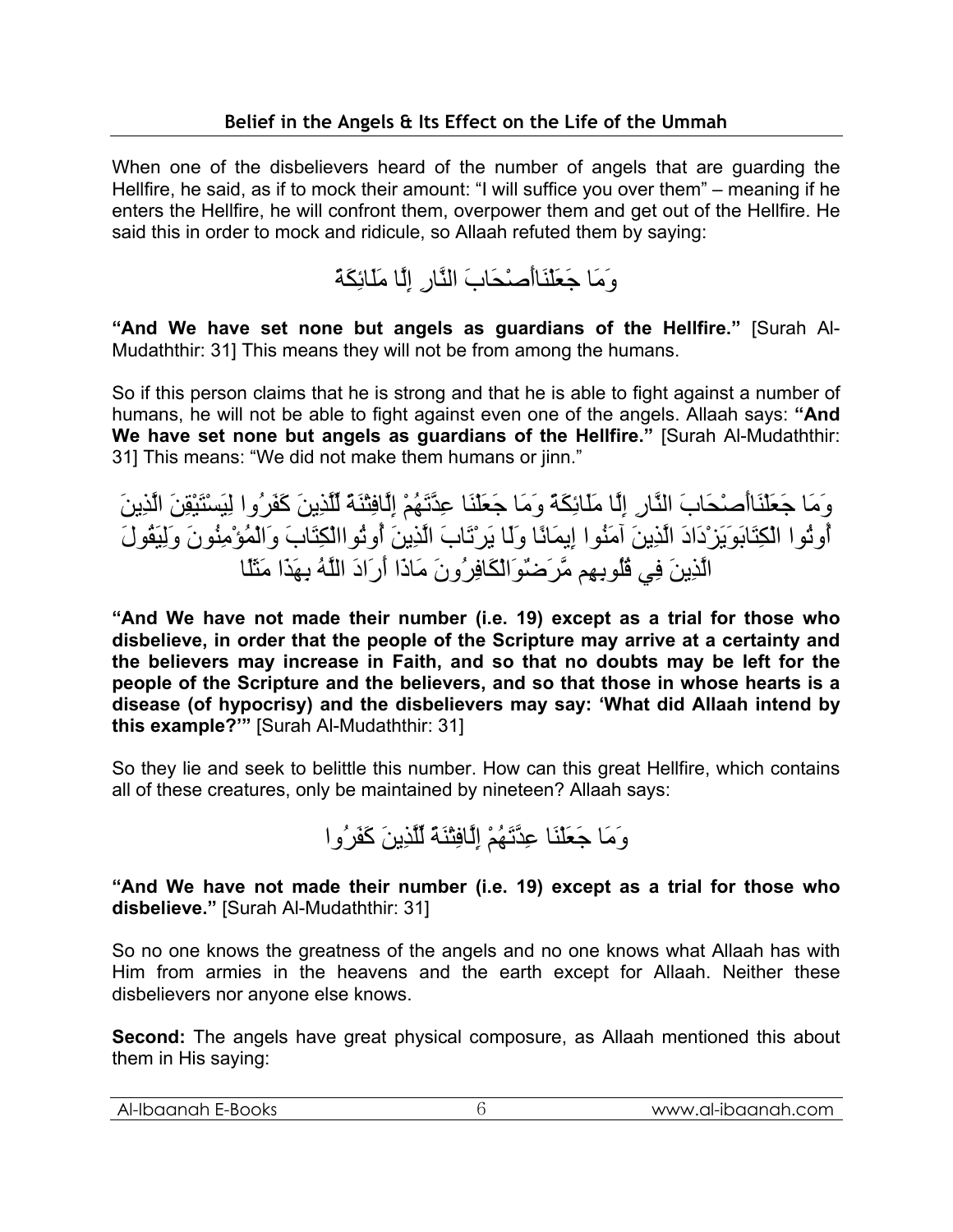When one of the disbelievers heard of the number of angels that are guarding the Hellfire, he said, as if to mock their amount: "I will suffice you over them" – meaning if he enters the Hellfire, he will confront them, overpower them and get out of the Hellfire. He said this in order to mock and ridicule, so Allaah refuted them by saying:

وَمَا جَعَلْنَاأَصْحَابَ النَّارِ إِلَّا مَلَائِكَةً

**"And We have set none but angels as guardians of the Hellfire."** [Surah Al-Mudaththir: 31] This means they will not be from among the humans.

So if this person claims that he is strong and that he is able to fight against a number of humans, he will not be able to fight against even one of the angels. Allaah says: **"And We have set none but angels as guardians of the Hellfire."** [Surah Al-Mudaththir: 31] This means: "We did not make them humans or jinn."

وَمَا جَعَلْنَاأَصْحَابَ النَّارِ إِلَّا مَلَائِكَةً وَمَا جَعَلْنَا عِدَّتَهُمْ إِلَّافِتْنَةً لِّلَّذِينَ كَفَرُوا لِيَسْتَيْقِنَ الَّذِينَ أُوتُوا الْكِتَابَوَيَزْدَادَ الَّذِينَ آمَنُوا إِيمَانًا وَلَا يَرْتَابَ الَّذِينَ أُوتُواالْكِتَابَ وَالْمُؤْمِنُونَ وَلِيَقُولَ الَّذِينَ فِي قُلُوبِهِم مَّرَضٌوَالْكَافِرُونَ مَاذَا أَرَادَ اللَّهُ بِهَذَا مَثَلًا

**"And We have not made their number (i.e. 19) except as a trial for those who disbelieve, in order that the people of the Scripture may arrive at a certainty and the believers may increase in Faith, and so that no doubts may be left for the people of the Scripture and the believers, and so that those in whose hearts is a disease (of hypocrisy) and the disbelievers may say: 'What did Allaah intend by this example?'"** [Surah Al-Mudaththir: 31]

So they lie and seek to belittle this number. How can this great Hellfire, which contains all of these creatures, only be maintained by nineteen? Allaah says:

وَمَا جَعَلْنَا عِدَّتَهُمْ إِلَّافِتْنَةً لِّلَّذِينَ كَفَرُوا

**"And We have not made their number (i.e. 19) except as a trial for those who disbelieve."** [Surah Al-Mudaththir: 31]

So no one knows the greatness of the angels and no one knows what Allaah has with Him from armies in the heavens and the earth except for Allaah. Neither these disbelievers nor anyone else knows.

**Second:** The angels have great physical composure, as Allaah mentioned this about them in His saying: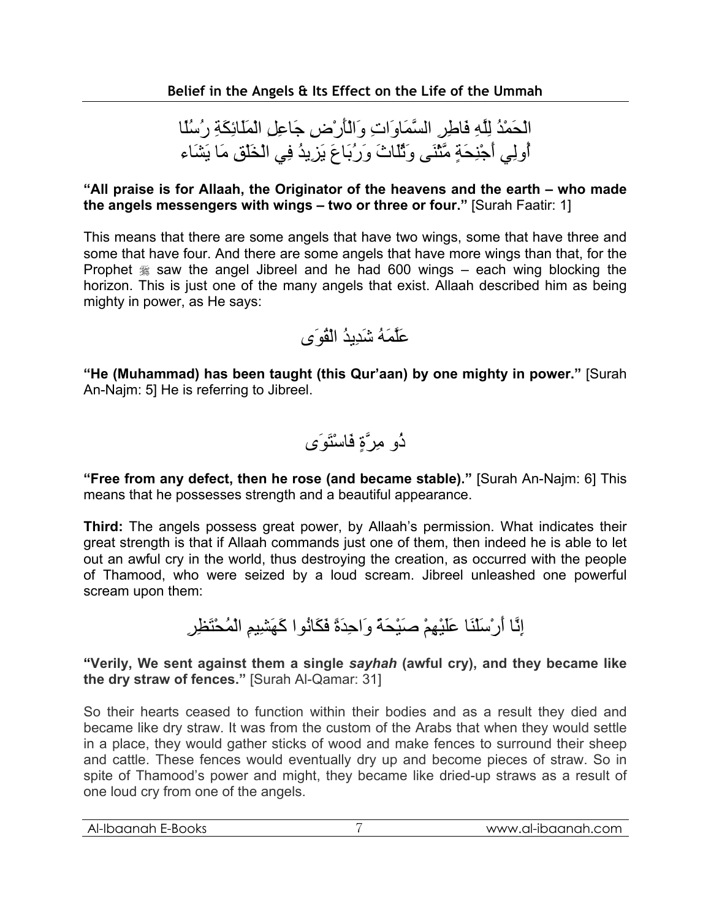الْحَمْدُ لِلَّهِ فَاطِرِ السَّمَاوَاتِ وَالْأَرْضِ جَاعِلِ الْمَلَائِكَةِ رُسُلًا أُولِي أَجْنِحَةٍ مَّثْنَى وَثُلَاثَ وَرُبَاعَ يَزِيدُ فِي الْخَلْقِ مَا يَشَاء

**"All praise is for Allaah, the Originator of the heavens and the earth – who made the angels messengers with wings – two or three or four."** [Surah Faatir: 1]

This means that there are some angels that have two wings, some that have three and some that have four. And there are some angels that have more wings than that, for the Prophet ﷺ saw the angel Jibreel and he had 600 wings – each wing blocking the horizon. This is just one of the many angels that exist. Allaah described him as being mighty in power, as He says:

عَلَّمَهُ شَدِيدُ الْقُوَى

**"He (Muhammad) has been taught (this Qur'aan) by one mighty in power."** [Surah An-Najm: 5] He is referring to Jibreel.

ذُو مِرَّةٍ فَاسْتَوَى

**"Free from any defect, then he rose (and became stable)."** [Surah An-Najm: 6] This means that he possesses strength and a beautiful appearance.

**Third:** The angels possess great power, by Allaah's permission. What indicates their great strength is that if Allaah commands just one of them, then indeed he is able to let out an awful cry in the world, thus destroying the creation, as occurred with the people of Thamood, who were seized by a loud scream. Jibreel unleashed one powerful scream upon them:

إِنَّا أَرْسَلْنَا عَلَيْهِمْ صَيْحَةً وَاحِدَةً فَكَانُوا كَهَشِيمِ الْمُحْتَظِرِ

**"Verily, We sent against them a single *sayhah* (awful cry), and they became like the dry straw of fences."** [Surah Al-Qamar: 31]

So their hearts ceased to function within their bodies and as a result they died and became like dry straw. It was from the custom of the Arabs that when they would settle in a place, they would gather sticks of wood and make fences to surround their sheep and cattle. These fences would eventually dry up and become pieces of straw. So in spite of Thamood's power and might, they became like dried-up straws as a result of one loud cry from one of the angels.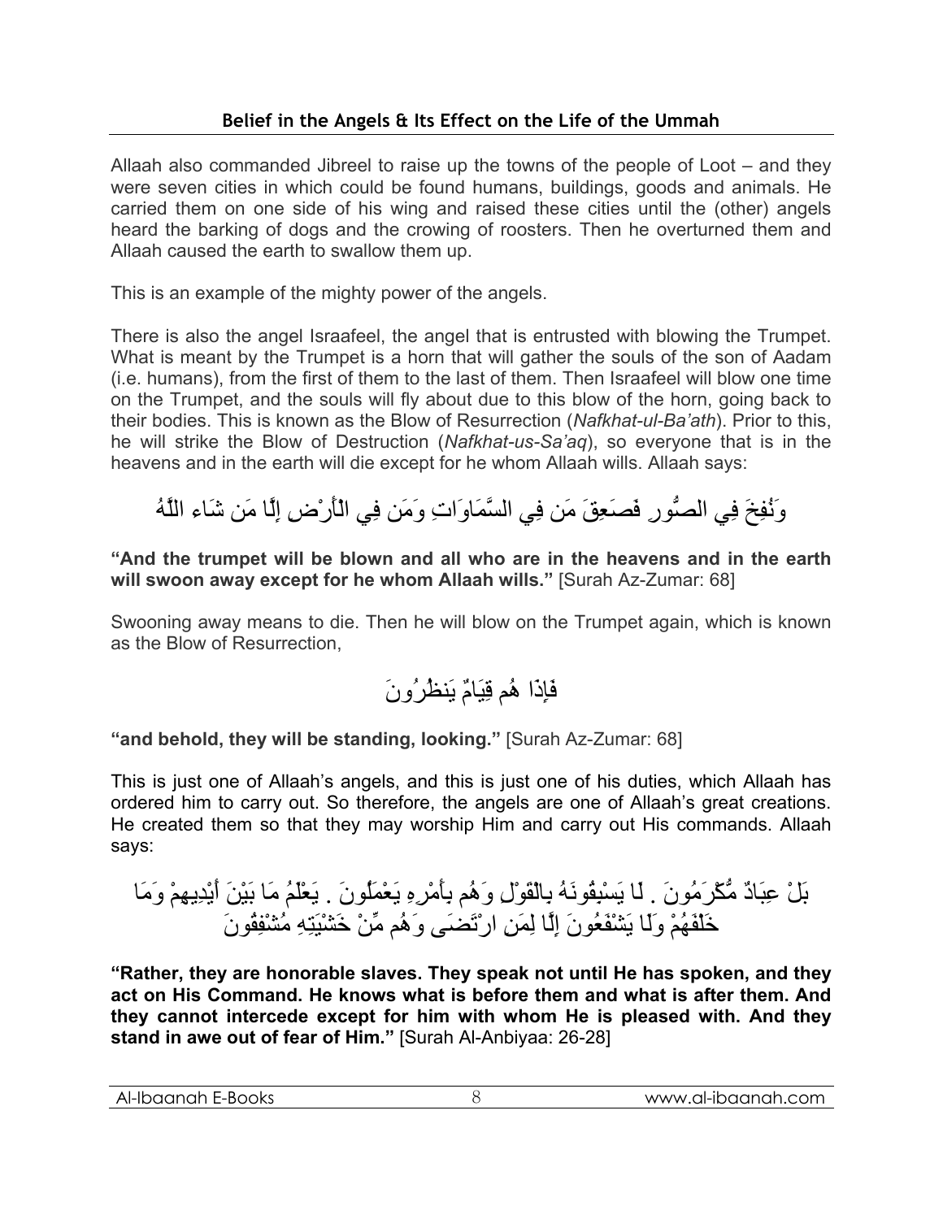Allaah also commanded Jibreel to raise up the towns of the people of Loot – and they were seven cities in which could be found humans, buildings, goods and animals. He carried them on one side of his wing and raised these cities until the (other) angels heard the barking of dogs and the crowing of roosters. Then he overturned them and Allaah caused the earth to swallow them up.

This is an example of the mighty power of the angels.

There is also the angel Israafeel, the angel that is entrusted with blowing the Trumpet. What is meant by the Trumpet is a horn that will gather the souls of the son of Aadam (i.e. humans), from the first of them to the last of them. Then Israafeel will blow one time on the Trumpet, and the souls will fly about due to this blow of the horn, going back to their bodies. This is known as the Blow of Resurrection (*Nafkhat-ul-Ba'ath*). Prior to this, he will strike the Blow of Destruction (*Nafkhat-us-Sa'aq*), so everyone that is in the heavens and in the earth will die except for he whom Allaah wills. Allaah says:

وَنُفِخَ فِي الصُّورِ فَصَعِقَ مَن فِي السَّمَاوَاتِ وَمَن فِي الْأَرْضِ إِلَّا مَن شَاء اللَّهُ

**"And the trumpet will be blown and all who are in the heavens and in the earth will swoon away except for he whom Allaah wills."** [Surah Az-Zumar: 68]

Swooning away means to die. Then he will blow on the Trumpet again, which is known as the Blow of Resurrection,

فَإِذَا هُم قِيَامٌ يَنظُرُونَ

**"and behold, they will be standing, looking."** [Surah Az-Zumar: 68]

This is just one of Allaah's angels, and this is just one of his duties, which Allaah has ordered him to carry out. So therefore, the angels are one of Allaah's great creations. He created them so that they may worship Him and carry out His commands. Allaah says:

بَلْ عِبَادٌ مُّكْرَمُونَ . لَا يَسْبِقُونَهُ بِالْقَوْلِ وَهُم بِأَمْرِهِ يَعْمَلُونَ . يَعْلَمُ مَا بَيْنَ أَيْدِيهِمْ وَمَا خَلْفَهُمْ وَلَا يَشْفَعُونَ إِلَّا لِمَنِ ارْتَضَى وَهُم مِّنْ خَشْيَتِهِ مُشْفِقُونَ

**"Rather, they are honorable slaves. They speak not until He has spoken, and they act on His Command. He knows what is before them and what is after them. And they cannot intercede except for him with whom He is pleased with. And they stand in awe out of fear of Him."** [Surah Al-Anbiyaa: 26-28]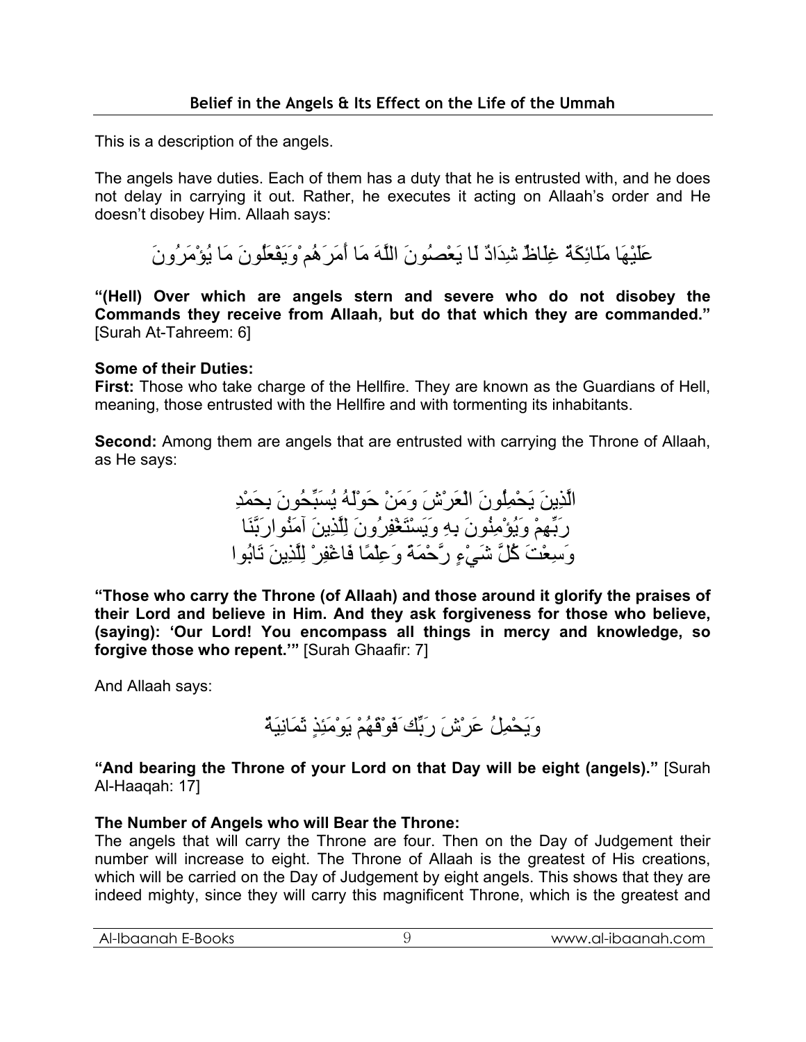This is a description of the angels.

The angels have duties. Each of them has a duty that he is entrusted with, and he does not delay in carrying it out. Rather, he executes it acting on Allaah's order and He doesn't disobey Him. Allaah says:

عَلَيْهَا مَلَائِكَةٌ غِلَاظٌ شِدَادٌ لَا يَعْصُونَ اللَّهَ مَا أَمَرَهُمْ وَيَفْعَلُونَ مَا يُؤْمَرُونَ

**"(Hell) Over which are angels stern and severe who do not disobey the Commands they receive from Allaah, but do that which they are commanded."** [Surah At-Tahreem: 6]

**Some of their Duties:**
**First:** Those who take charge of the Hellfire. They are known as the Guardians of Hell, meaning, those entrusted with the Hellfire and with tormenting its inhabitants.

**Second:** Among them are angels that are entrusted with carrying the Throne of Allaah, as He says:

الَّذِينَ يَحْمِلُونَ الْعَرْشَ وَمَنْ حَوْلَهُ يُسَبِّحُونَ بِحَمْدِ رَبِّهِمْ وَيُؤْمِنُونَ بِهِ وَيَسْتَغْفِرُونَ لِلَّذِينَ آمَنُوا رَبَّنَا وَسِعْتَ كُلَّ شَيْءٍ رَّحْمَةً وَعِلْمًا فَاغْفِرْ لِلَّذِينَ تَابُوا

**"Those who carry the Throne (of Allaah) and those around it glorify the praises of their Lord and believe in Him. And they ask forgiveness for those who believe, (saying): 'Our Lord! You encompass all things in mercy and knowledge, so forgive those who repent.'"** [Surah Ghaafir: 7]

And Allaah says:

وَيَحْمِلُ عَرْشَ رَبِّكَ فَوْقَهُمْ يَوْمَئِذٍ ثَمَانِيَةٌ

**"And bearing the Throne of your Lord on that Day will be eight (angels)."** [Surah Al-Haaqah: 17]

**The Number of Angels who will Bear the Throne:**
The angels that will carry the Throne are four. Then on the Day of Judgement their number will increase to eight. The Throne of Allaah is the greatest of His creations, which will be carried on the Day of Judgement by eight angels. This shows that they are indeed mighty, since they will carry this magnificent Throne, which is the greatest and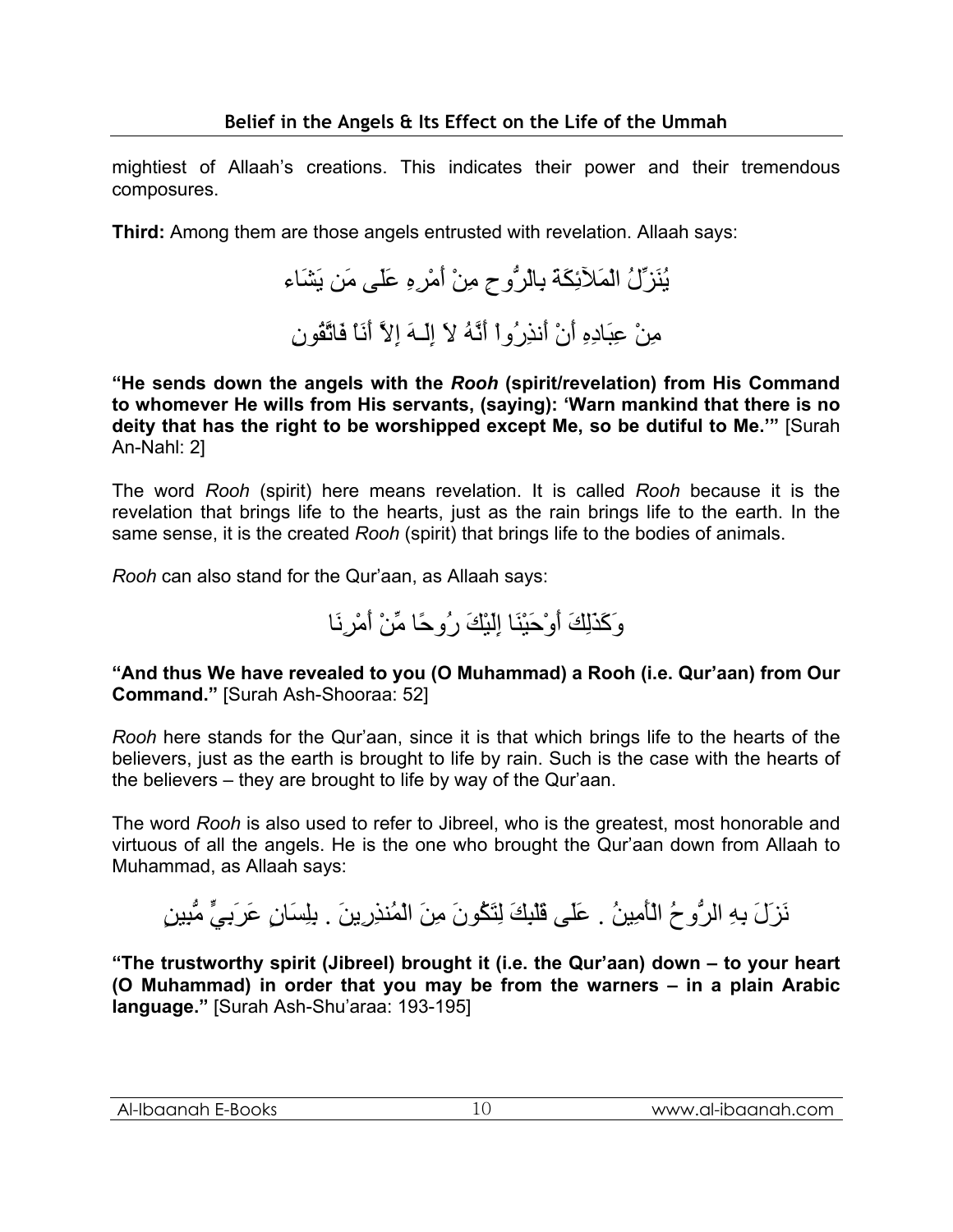mightiest of Allaah's creations. This indicates their power and their tremendous composures.

**Third:** Among them are those angels entrusted with revelation. Allaah says:

يُنَزِّلُ الْمَلآئِكَةَ بِالْرُّوحِ مِنْ أَمْرِهِ عَلَى مَن يَشَاء

مِنْ عِبَادِهِ أَنْ أَنذِرُواْ أَنَّهُ لاَ إِلَـهَ إِلاَّ أَنَاْ فَاتَّقُونِ

**"He sends down the angels with the *Rooh* (spirit/revelation) from His Command to whomever He wills from His servants, (saying): 'Warn mankind that there is no deity that has the right to be worshipped except Me, so be dutiful to Me.'"** [Surah An-Nahl: 2]

The word *Rooh* (spirit) here means revelation. It is called *Rooh* because it is the revelation that brings life to the hearts, just as the rain brings life to the earth. In the same sense, it is the created *Rooh* (spirit) that brings life to the bodies of animals.

*Rooh* can also stand for the Qur'aan, as Allaah says:

وَكَذَلِكَ أَوْحَيْنَا إِلَيْكَ رُوحًا مِّنْ أَمْرِنَا

**"And thus We have revealed to you (O Muhammad) a Rooh (i.e. Qur'aan) from Our Command."** [Surah Ash-Shooraa: 52]

*Rooh* here stands for the Qur'aan, since it is that which brings life to the hearts of the believers, just as the earth is brought to life by rain. Such is the case with the hearts of the believers – they are brought to life by way of the Qur'aan.

The word *Rooh* is also used to refer to Jibreel, who is the greatest, most honorable and virtuous of all the angels. He is the one who brought the Qur'aan down from Allaah to Muhammad, as Allaah says:

نَزَلَ بِهِ الرُّوحُ الْأَمِينُ . عَلَى قَلْبِكَ لِتَكُونَ مِنَ الْمُنذِرِينَ . بِلِسَانٍ عَرَبِيٍّ مُّبِينٍ

**"The trustworthy spirit (Jibreel) brought it (i.e. the Qur'aan) down – to your heart (O Muhammad) in order that you may be from the warners – in a plain Arabic language."** [Surah Ash-Shu'araa: 193-195]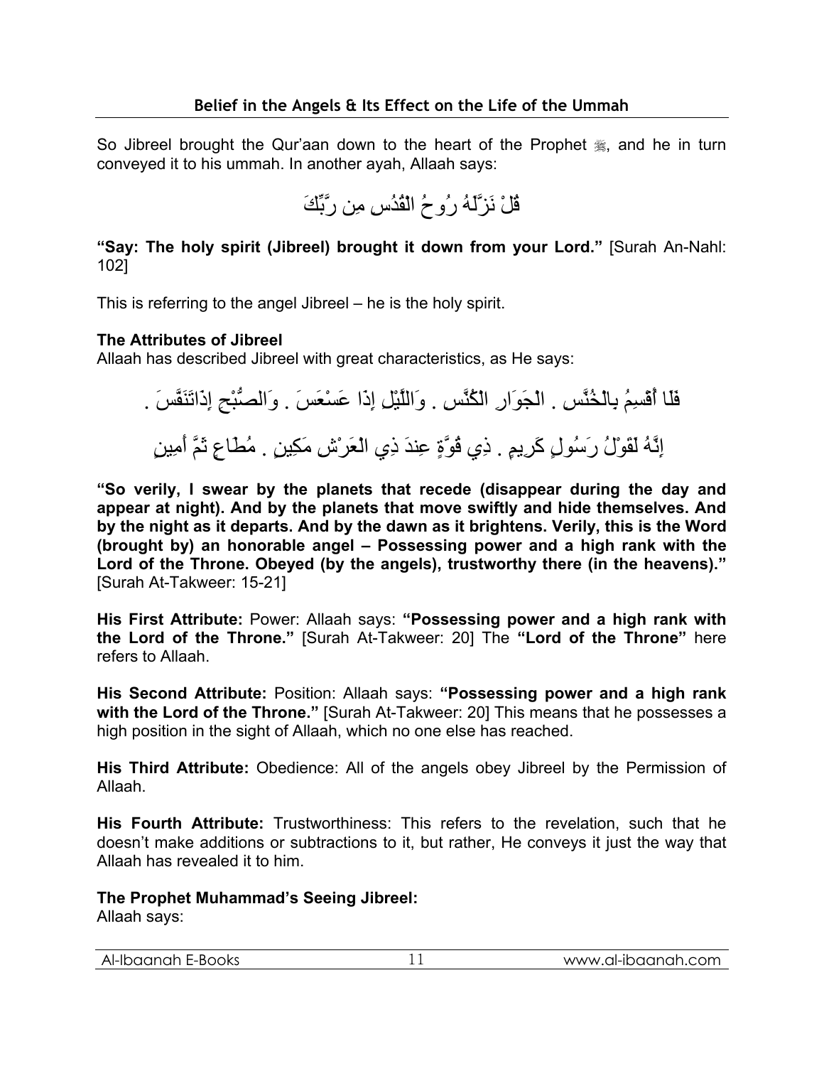So Jibreel brought the Qur'aan down to the heart of the Prophet ﷺ, and he in turn conveyed it to his ummah. In another ayah, Allaah says:

قُلْ نَزَّلَهُ رُوحُ الْقُدُسِ مِن رَّبِّكَ

**"Say: The holy spirit (Jibreel) brought it down from your Lord."** [Surah An-Nahl: 102]

This is referring to the angel Jibreel – he is the holy spirit.

**The Attributes of Jibreel**
Allaah has described Jibreel with great characteristics, as He says:

فَلَا أُقْسِمُ بِالْخُنَّسِ . الْجَوَارِ الْكُنَّسِ . وَاللَّيْلِ إِذَا عَسْعَسَ . وَالصُّبْحِ إِذَاتَنَفَّسَ .

إِنَّهُ لَقَوْلُ رَسُولٍ كَرِيمٍ . ذِي قُوَّةٍ عِندَ ذِي الْعَرْشِ مَكِينٍ . مُطَاعٍ ثَمَّ أَمِينٍ

**"So verily, I swear by the planets that recede (disappear during the day and appear at night). And by the planets that move swiftly and hide themselves. And by the night as it departs. And by the dawn as it brightens. Verily, this is the Word (brought by) an honorable angel – Possessing power and a high rank with the Lord of the Throne. Obeyed (by the angels), trustworthy there (in the heavens)."** [Surah At-Takweer: 15-21]

**His First Attribute:** Power: Allaah says: **"Possessing power and a high rank with the Lord of the Throne."** [Surah At-Takweer: 20] The **"Lord of the Throne"** here refers to Allaah.

**His Second Attribute:** Position: Allaah says: **"Possessing power and a high rank with the Lord of the Throne."** [Surah At-Takweer: 20] This means that he possesses a high position in the sight of Allaah, which no one else has reached.

**His Third Attribute:** Obedience: All of the angels obey Jibreel by the Permission of Allaah.

**His Fourth Attribute:** Trustworthiness: This refers to the revelation, such that he doesn't make additions or subtractions to it, but rather, He conveys it just the way that Allaah has revealed it to him.

**The Prophet Muhammad's Seeing Jibreel:**
Allaah says: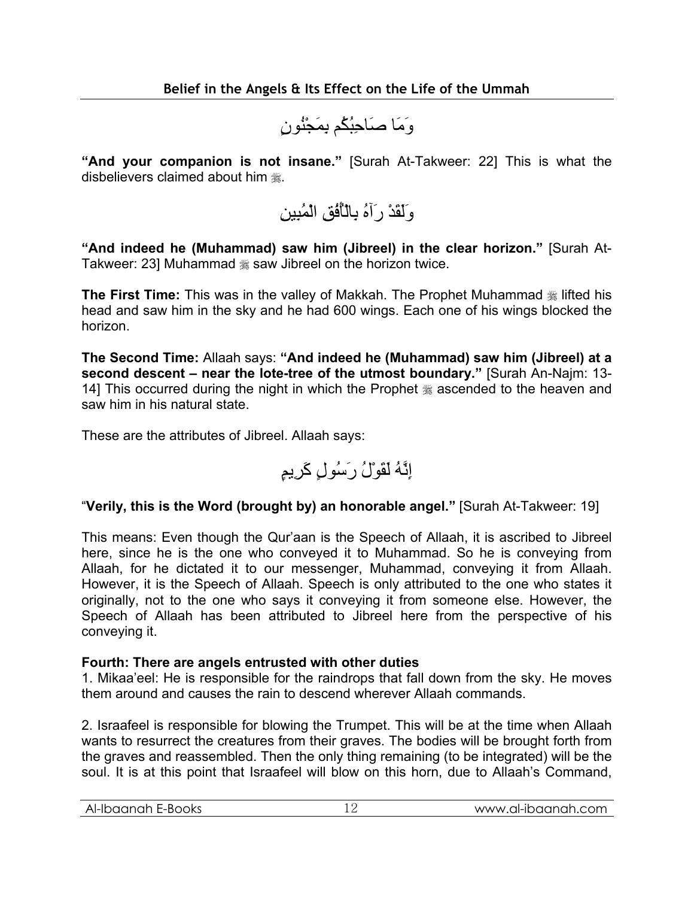وَمَا صَاحِبُكُم بِمَجْنُونٍ

**"And your companion is not insane."** [Surah At-Takweer: 22] This is what the disbelievers claimed about him ﷺ.

وَلَقَدْ رَآهُ بِالْأُفُقِ الْمُبِينِ

**"And indeed he (Muhammad) saw him (Jibreel) in the clear horizon."** [Surah At-Takweer: 23] Muhammad ﷺ saw Jibreel on the horizon twice.

**The First Time:** This was in the valley of Makkah. The Prophet Muhammad ﷺ lifted his head and saw him in the sky and he had 600 wings. Each one of his wings blocked the horizon.

**The Second Time:** Allaah says: **"And indeed he (Muhammad) saw him (Jibreel) at a second descent – near the lote-tree of the utmost boundary."** [Surah An-Najm: 13-14] This occurred during the night in which the Prophet ﷺ ascended to the heaven and saw him in his natural state.

These are the attributes of Jibreel. Allaah says:

إِنَّهُ لَقَوْلُ رَسُولٍ كَرِيمٍ

"**Verily, this is the Word (brought by) an honorable angel."** [Surah At-Takweer: 19]

This means: Even though the Qur'aan is the Speech of Allaah, it is ascribed to Jibreel here, since he is the one who conveyed it to Muhammad. So he is conveying from Allaah, for he dictated it to our messenger, Muhammad, conveying it from Allaah. However, it is the Speech of Allaah. Speech is only attributed to the one who states it originally, not to the one who says it conveying it from someone else. However, the Speech of Allaah has been attributed to Jibreel here from the perspective of his conveying it.

**Fourth: There are angels entrusted with other duties**

1. Mikaa'eel: He is responsible for the raindrops that fall down from the sky. He moves them around and causes the rain to descend wherever Allaah commands.

2. Israafeel is responsible for blowing the Trumpet. This will be at the time when Allaah wants to resurrect the creatures from their graves. The bodies will be brought forth from the graves and reassembled. Then the only thing remaining (to be integrated) will be the soul. It is at this point that Israafeel will blow on this horn, due to Allaah's Command,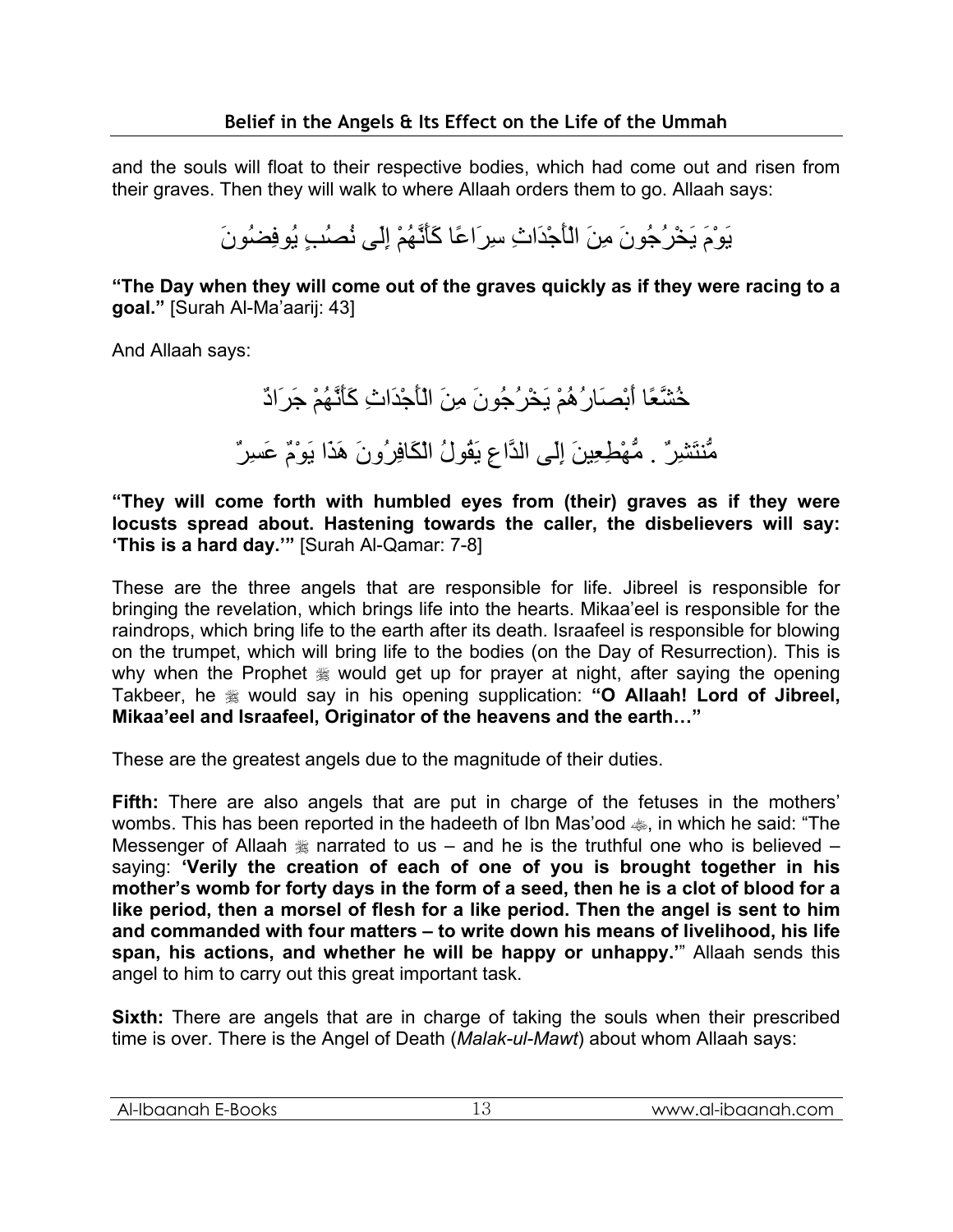and the souls will float to their respective bodies, which had come out and risen from their graves. Then they will walk to where Allaah orders them to go. Allaah says:

يَوْمَ يَخْرُجُونَ مِنَ الْأَجْدَاثِ سِرَاعًا كَأَنَّهُمْ إِلَى نُصُبٍ يُوفِضُونَ

**"The Day when they will come out of the graves quickly as if they were racing to a goal."** [Surah Al-Ma'aarij: 43]

And Allaah says:

خُشَّعًا أَبْصَارُهُمْ يَخْرُجُونَ مِنَ الْأَجْدَاثِ كَأَنَّهُمْ جَرَادٌ مُّنتَشِرٌ . مُّهْطِعِينَ إِلَى الدَّاعِ يَقُولُ الْكَافِرُونَ هَذَا يَوْمٌ عَسِرٌ

**"They will come forth with humbled eyes from (their) graves as if they were locusts spread about. Hastening towards the caller, the disbelievers will say: 'This is a hard day.'"** [Surah Al-Qamar: 7-8]

These are the three angels that are responsible for life. Jibreel is responsible for bringing the revelation, which brings life into the hearts. Mikaa'eel is responsible for the raindrops, which bring life to the earth after its death. Israafeel is responsible for blowing on the trumpet, which will bring life to the bodies (on the Day of Resurrection). This is why when the Prophet ﷺ would get up for prayer at night, after saying the opening Takbeer, he ﷺ would say in his opening supplication: **"O Allaah! Lord of Jibreel, Mikaa'eel and Israafeel, Originator of the heavens and the earth…"**

These are the greatest angels due to the magnitude of their duties.

**Fifth:** There are also angels that are put in charge of the fetuses in the mothers' wombs. This has been reported in the hadeeth of Ibn Mas'ood رضي الله عنه, in which he said: "The Messenger of Allaah ﷺ narrated to us – and he is the truthful one who is believed – saying: **'Verily the creation of each of one of you is brought together in his mother's womb for forty days in the form of a seed, then he is a clot of blood for a like period, then a morsel of flesh for a like period. Then the angel is sent to him and commanded with four matters – to write down his means of livelihood, his life span, his actions, and whether he will be happy or unhappy.'**" Allaah sends this angel to him to carry out this great important task.

**Sixth:** There are angels that are in charge of taking the souls when their prescribed time is over. There is the Angel of Death (*Malak-ul-Mawt*) about whom Allaah says: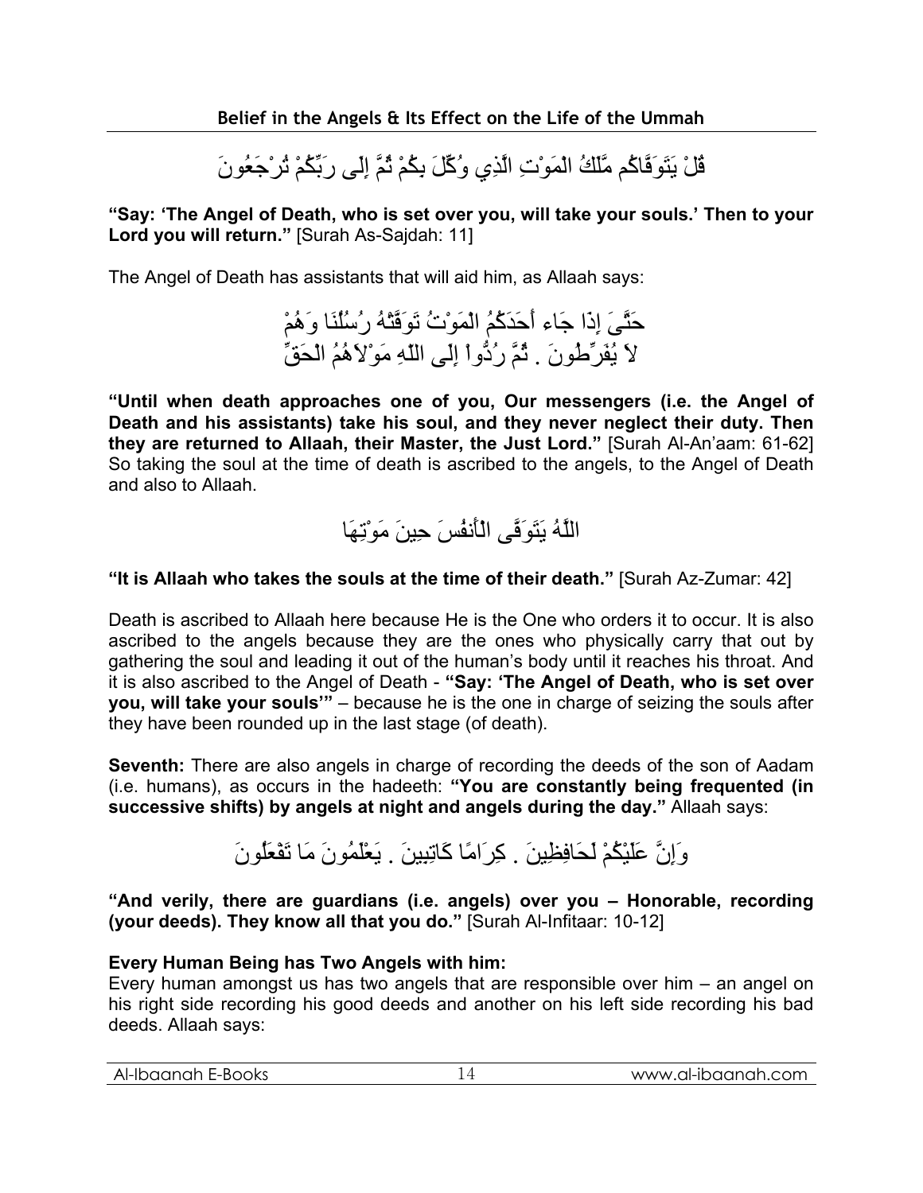قُلْ يَتَوَفَّاكُم مَّلَكُ الْمَوْتِ الَّذِي وُكِّلَ بِكُمْ ثُمَّ إِلَى رَبِّكُمْ تُرْجَعُونَ

**"Say: 'The Angel of Death, who is set over you, will take your souls.' Then to your Lord you will return."** [Surah As-Sajdah: 11]

The Angel of Death has assistants that will aid him, as Allaah says:

حَتَّىَ إِذَا جَاء أَحَدَكُمُ الْمَوْتُ تَوَفَّتْهُ رُسُلُنَا وَهُمْ لاَ يُفَرِّطُونَ . ثُمَّ رُدُّواْ إِلَى اللّهِ مَوْلاَهُمُ الْحَقِّ

**"Until when death approaches one of you, Our messengers (i.e. the Angel of Death and his assistants) take his soul, and they never neglect their duty. Then they are returned to Allaah, their Master, the Just Lord."** [Surah Al-An'aam: 61-62] So taking the soul at the time of death is ascribed to the angels, to the Angel of Death and also to Allaah.

اللَّهُ يَتَوَفَّى الْأَنفُسَ حِينَ مَوْتِهَا

**"It is Allaah who takes the souls at the time of their death."** [Surah Az-Zumar: 42]

Death is ascribed to Allaah here because He is the One who orders it to occur. It is also ascribed to the angels because they are the ones who physically carry that out by gathering the soul and leading it out of the human's body until it reaches his throat. And it is also ascribed to the Angel of Death - **"Say: 'The Angel of Death, who is set over you, will take your souls'"** – because he is the one in charge of seizing the souls after they have been rounded up in the last stage (of death).

**Seventh:** There are also angels in charge of recording the deeds of the son of Aadam (i.e. humans), as occurs in the hadeeth: **"You are constantly being frequented (in successive shifts) by angels at night and angels during the day."** Allaah says:

وَإِنَّ عَلَيْكُمْ لَحَافِظِينَ . كِرَامًا كَاتِبِينَ . يَعْلَمُونَ مَا تَفْعَلُونَ

**"And verily, there are guardians (i.e. angels) over you – Honorable, recording (your deeds). They know all that you do."** [Surah Al-Infitaar: 10-12]

**Every Human Being has Two Angels with him:**
Every human amongst us has two angels that are responsible over him – an angel on his right side recording his good deeds and another on his left side recording his bad deeds. Allaah says: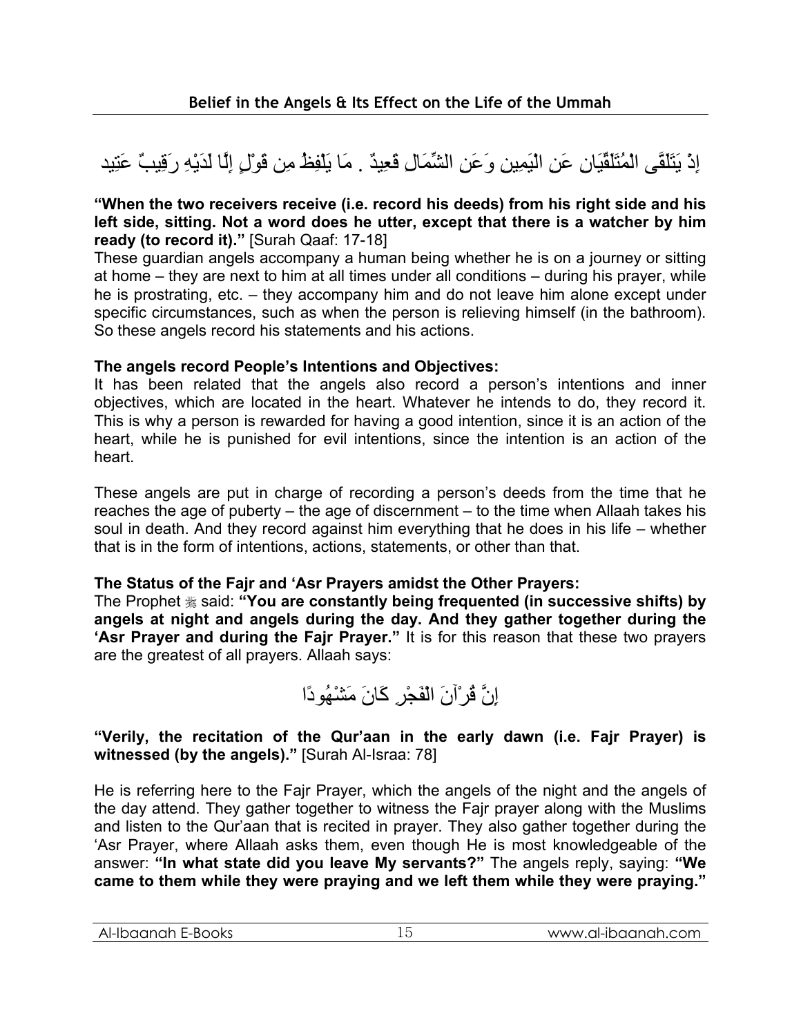إِذْ يَتَلَقَّى الْمُتَلَقِّيَانِ عَنِ الْيَمِينِ وَعَنِ الشِّمَالِ قَعِيدٌ . مَا يَلْفِظُ مِن قَوْلٍ إِلَّا لَدَيْهِ رَقِيبٌ عَتِيد

**"When the two receivers receive (i.e. record his deeds) from his right side and his left side, sitting. Not a word does he utter, except that there is a watcher by him ready (to record it)."** [Surah Qaaf: 17-18]

These guardian angels accompany a human being whether he is on a journey or sitting at home – they are next to him at all times under all conditions – during his prayer, while he is prostrating, etc. – they accompany him and do not leave him alone except under specific circumstances, such as when the person is relieving himself (in the bathroom). So these angels record his statements and his actions.

**The angels record People's Intentions and Objectives:**

It has been related that the angels also record a person's intentions and inner objectives, which are located in the heart. Whatever he intends to do, they record it. This is why a person is rewarded for having a good intention, since it is an action of the heart, while he is punished for evil intentions, since the intention is an action of the heart.

These angels are put in charge of recording a person's deeds from the time that he reaches the age of puberty – the age of discernment – to the time when Allaah takes his soul in death. And they record against him everything that he does in his life – whether that is in the form of intentions, actions, statements, or other than that.

**The Status of the Fajr and 'Asr Prayers amidst the Other Prayers:**

The Prophet ﷺ said: **"You are constantly being frequented (in successive shifts) by angels at night and angels during the day. And they gather together during the 'Asr Prayer and during the Fajr Prayer."** It is for this reason that these two prayers are the greatest of all prayers. Allaah says:

إِنَّ قُرْآنَ الْفَجْرِ كَانَ مَشْهُودًا

**"Verily, the recitation of the Qur'aan in the early dawn (i.e. Fajr Prayer) is witnessed (by the angels)."** [Surah Al-Israa: 78]

He is referring here to the Fajr Prayer, which the angels of the night and the angels of the day attend. They gather together to witness the Fajr prayer along with the Muslims and listen to the Qur'aan that is recited in prayer. They also gather together during the 'Asr Prayer, where Allaah asks them, even though He is most knowledgeable of the answer: **"In what state did you leave My servants?"** The angels reply, saying: **"We came to them while they were praying and we left them while they were praying."**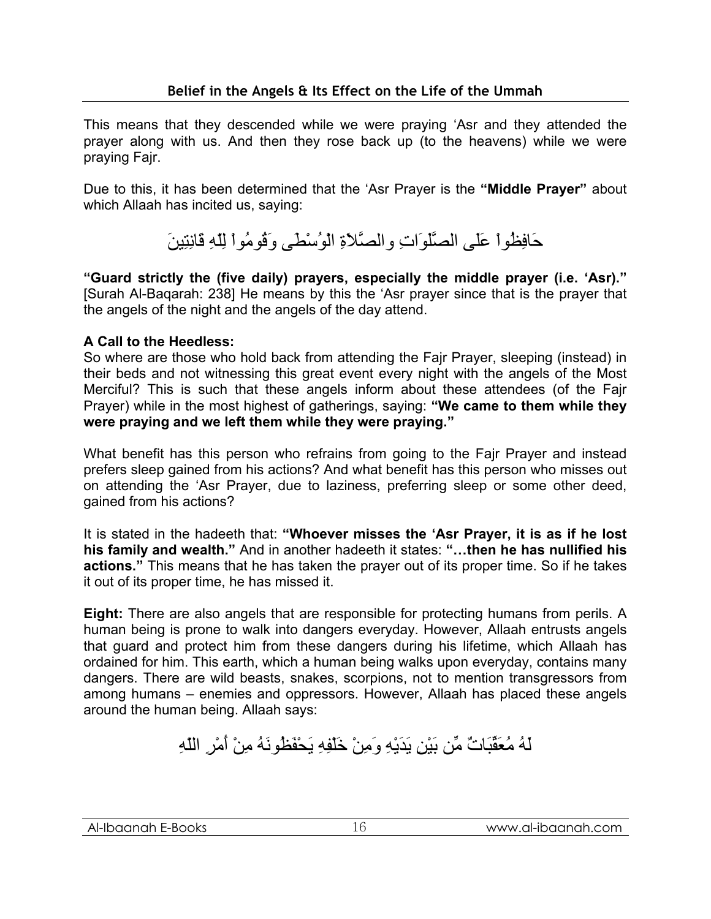This means that they descended while we were praying 'Asr and they attended the prayer along with us. And then they rose back up (to the heavens) while we were praying Fajr.

Due to this, it has been determined that the 'Asr Prayer is the **"Middle Prayer"** about which Allaah has incited us, saying:

حَافِظُواْ عَلَى الصَّلَوَاتِ والصَّلاَةِ الْوُسْطَى وَقُومُواْ لِلّهِ قَانِتِينَ

**"Guard strictly the (five daily) prayers, especially the middle prayer (i.e. 'Asr)."** [Surah Al-Baqarah: 238] He means by this the 'Asr prayer since that is the prayer that the angels of the night and the angels of the day attend.

**A Call to the Heedless:**
So where are those who hold back from attending the Fajr Prayer, sleeping (instead) in their beds and not witnessing this great event every night with the angels of the Most Merciful? This is such that these angels inform about these attendees (of the Fajr Prayer) while in the most highest of gatherings, saying: **"We came to them while they were praying and we left them while they were praying."**

What benefit has this person who refrains from going to the Fajr Prayer and instead prefers sleep gained from his actions? And what benefit has this person who misses out on attending the 'Asr Prayer, due to laziness, preferring sleep or some other deed, gained from his actions?

It is stated in the hadeeth that: **"Whoever misses the 'Asr Prayer, it is as if he lost his family and wealth."** And in another hadeeth it states: **"…then he has nullified his actions."** This means that he has taken the prayer out of its proper time. So if he takes it out of its proper time, he has missed it.

**Eight:** There are also angels that are responsible for protecting humans from perils. A human being is prone to walk into dangers everyday. However, Allaah entrusts angels that guard and protect him from these dangers during his lifetime, which Allaah has ordained for him. This earth, which a human being walks upon everyday, contains many dangers. There are wild beasts, snakes, scorpions, not to mention transgressors from among humans – enemies and oppressors. However, Allaah has placed these angels around the human being. Allaah says:

لَهُ مُعَقِّبَاتٌ مِّن بَيْنِ يَدَيْهِ وَمِنْ خَلْفِهِ يَحْفَظُونَهُ مِنْ أَمْرِ اللّهِ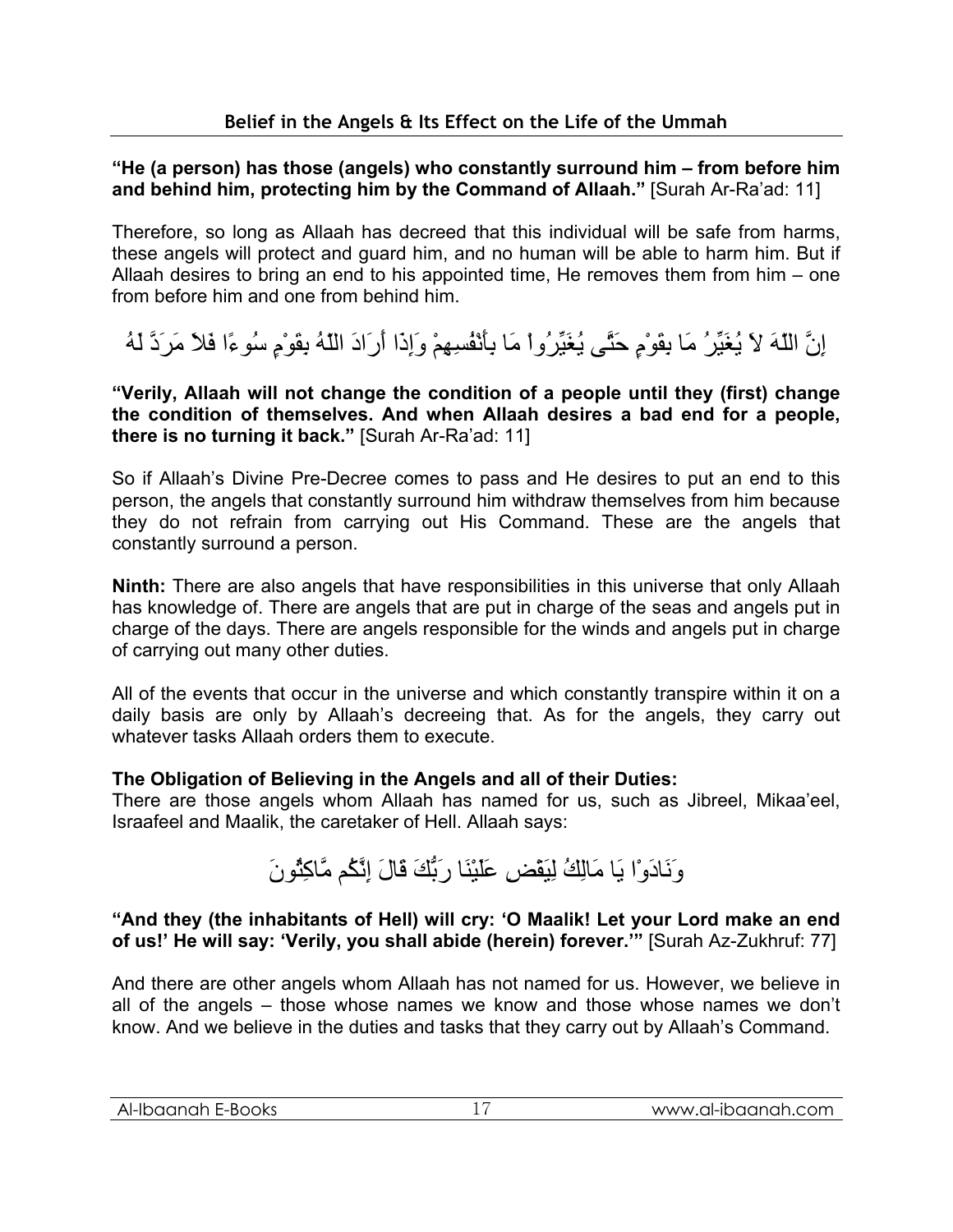**"He (a person) has those (angels) who constantly surround him – from before him and behind him, protecting him by the Command of Allaah."** [Surah Ar-Ra'ad: 11]

Therefore, so long as Allaah has decreed that this individual will be safe from harms, these angels will protect and guard him, and no human will be able to harm him. But if Allaah desires to bring an end to his appointed time, He removes them from him – one from before him and one from behind him.

إِنَّ اللّهَ لاَ يُغَيِّرُ مَا بِقَوْمٍ حَتَّى يُغَيِّرُواْ مَا بِأَنْفُسِهِمْ وَإِذَا أَرَادَ اللّهُ بِقَوْمٍ سُوءًا فَلاَ مَرَدَّ لَهُ

**"Verily, Allaah will not change the condition of a people until they (first) change the condition of themselves. And when Allaah desires a bad end for a people, there is no turning it back."** [Surah Ar-Ra'ad: 11]

So if Allaah's Divine Pre-Decree comes to pass and He desires to put an end to this person, the angels that constantly surround him withdraw themselves from him because they do not refrain from carrying out His Command. These are the angels that constantly surround a person.

**Ninth:** There are also angels that have responsibilities in this universe that only Allaah has knowledge of. There are angels that are put in charge of the seas and angels put in charge of the days. There are angels responsible for the winds and angels put in charge of carrying out many other duties.

All of the events that occur in the universe and which constantly transpire within it on a daily basis are only by Allaah's decreeing that. As for the angels, they carry out whatever tasks Allaah orders them to execute.

**The Obligation of Believing in the Angels and all of their Duties:**
There are those angels whom Allaah has named for us, such as Jibreel, Mikaa'eel, Israafeel and Maalik, the caretaker of Hell. Allaah says:

وَنَادَوْا يَا مَالِكُ لِيَقْضِ عَلَيْنَا رَبُّكَ قَالَ إِنَّكُم مَّاكِثُونَ

**"And they (the inhabitants of Hell) will cry: 'O Maalik! Let your Lord make an end of us!' He will say: 'Verily, you shall abide (herein) forever.'"** [Surah Az-Zukhruf: 77]

And there are other angels whom Allaah has not named for us. However, we believe in all of the angels – those whose names we know and those whose names we don't know. And we believe in the duties and tasks that they carry out by Allaah's Command.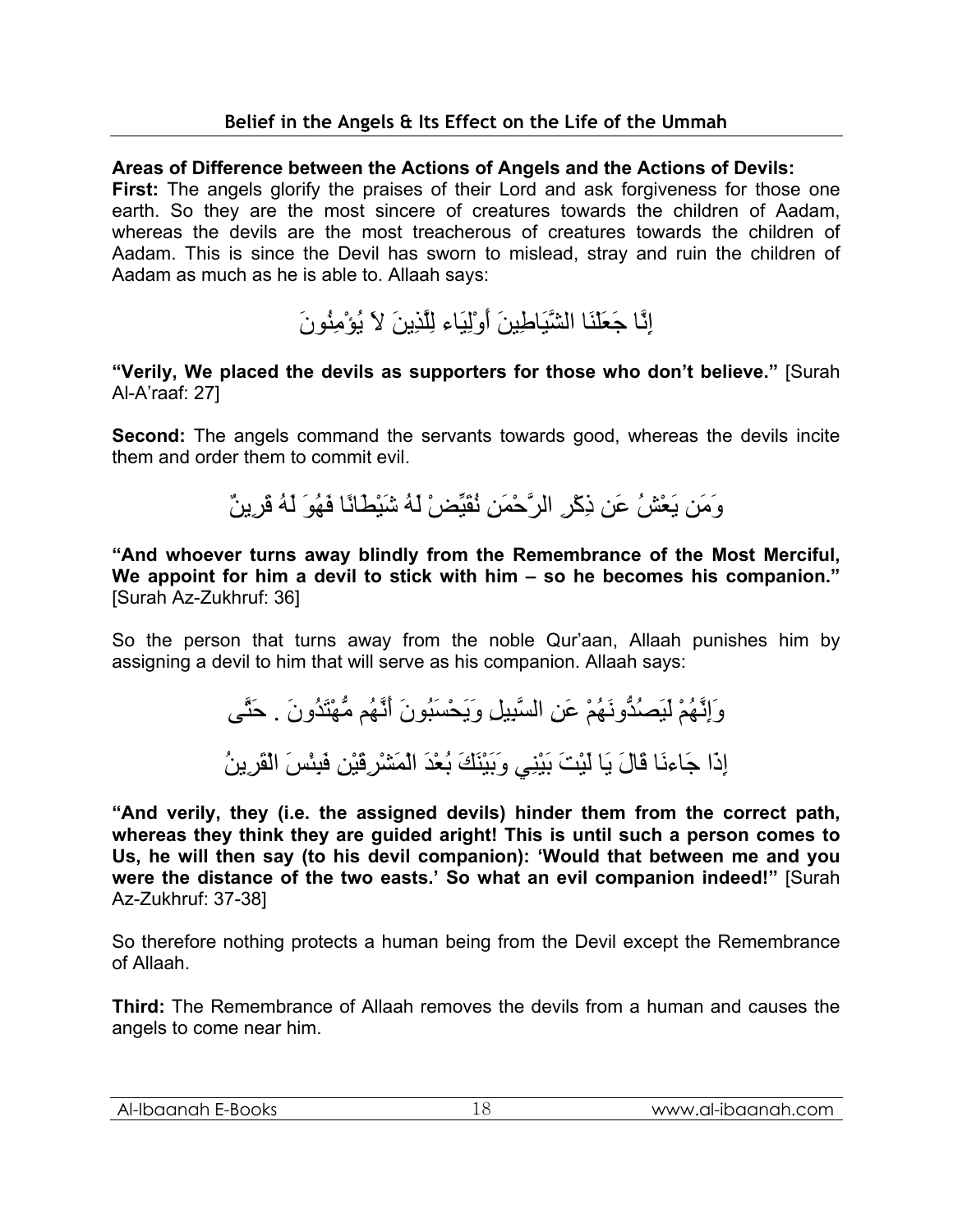**Areas of Difference between the Actions of Angels and the Actions of Devils:**

**First:** The angels glorify the praises of their Lord and ask forgiveness for those one earth. So they are the most sincere of creatures towards the children of Aadam, whereas the devils are the most treacherous of creatures towards the children of Aadam. This is since the Devil has sworn to mislead, stray and ruin the children of Aadam as much as he is able to. Allaah says:

إِنَّا جَعَلْنَا الشَّيَاطِينَ أَوْلِيَاء لِلَّذِينَ لاَ يُؤْمِنُونَ

**"Verily, We placed the devils as supporters for those who don't believe."** [Surah Al-A'raaf: 27]

**Second:** The angels command the servants towards good, whereas the devils incite them and order them to commit evil.

وَمَن يَعْشُ عَن ذِكْرِ الرَّحْمَنِ نُقَيِّضْ لَهُ شَيْطَانًا فَهُوَ لَهُ قَرِينٌ

**"And whoever turns away blindly from the Remembrance of the Most Merciful, We appoint for him a devil to stick with him – so he becomes his companion."** [Surah Az-Zukhruf: 36]

So the person that turns away from the noble Qur'aan, Allaah punishes him by assigning a devil to him that will serve as his companion. Allaah says:

وَإِنَّهُمْ لَيَصُدُّونَهُمْ عَنِ السَّبِيلِ وَيَحْسَبُونَ أَنَّهُم مُّهْتَدُونَ . حَتَّى إِذَا جَاءنَا قَالَ يَا لَيْتَ بَيْنِي وَبَيْنَكَ بُعْدَ الْمَشْرِقَيْنِ فَبِئْسَ الْقَرِينُ

**"And verily, they (i.e. the assigned devils) hinder them from the correct path, whereas they think they are guided aright! This is until such a person comes to Us, he will then say (to his devil companion): 'Would that between me and you were the distance of the two easts.' So what an evil companion indeed!"** [Surah Az-Zukhruf: 37-38]

So therefore nothing protects a human being from the Devil except the Remembrance of Allaah.

**Third:** The Remembrance of Allaah removes the devils from a human and causes the angels to come near him.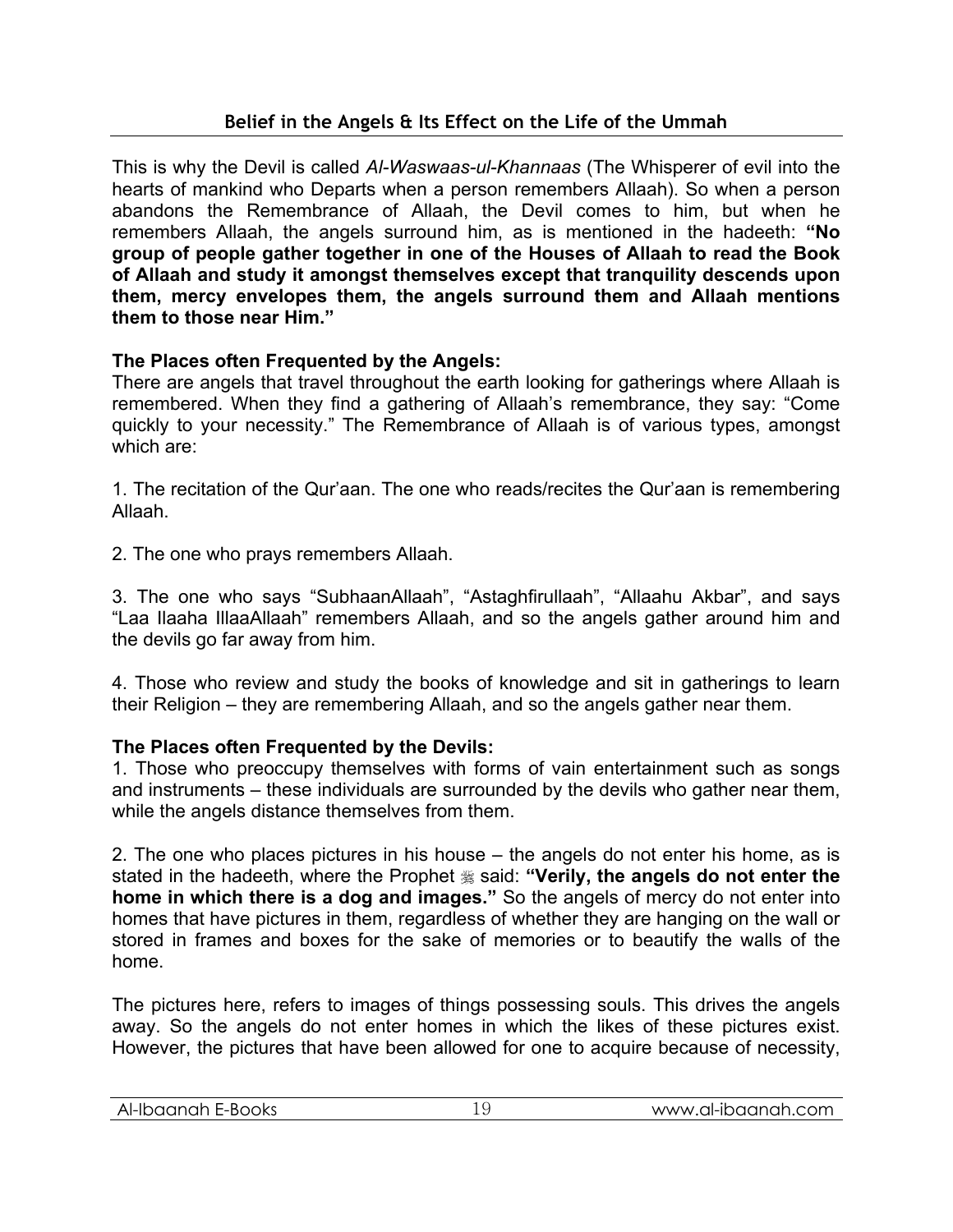This is why the Devil is called *Al-Waswaas-ul-Khannaas* (The Whisperer of evil into the hearts of mankind who Departs when a person remembers Allaah). So when a person abandons the Remembrance of Allaah, the Devil comes to him, but when he remembers Allaah, the angels surround him, as is mentioned in the hadeeth: **"No group of people gather together in one of the Houses of Allaah to read the Book of Allaah and study it amongst themselves except that tranquility descends upon them, mercy envelopes them, the angels surround them and Allaah mentions them to those near Him."**

**The Places often Frequented by the Angels:**

There are angels that travel throughout the earth looking for gatherings where Allaah is remembered. When they find a gathering of Allaah's remembrance, they say: "Come quickly to your necessity." The Remembrance of Allaah is of various types, amongst which are:

1. The recitation of the Qur'aan. The one who reads/recites the Qur'aan is remembering Allaah.

2. The one who prays remembers Allaah.

3. The one who says "SubhaanAllaah", "Astaghfirullaah", "Allaahu Akbar", and says "Laa Ilaaha IllaaAllaah" remembers Allaah, and so the angels gather around him and the devils go far away from him.

4. Those who review and study the books of knowledge and sit in gatherings to learn their Religion – they are remembering Allaah, and so the angels gather near them.

**The Places often Frequented by the Devils:**

1. Those who preoccupy themselves with forms of vain entertainment such as songs and instruments – these individuals are surrounded by the devils who gather near them, while the angels distance themselves from them.

2. The one who places pictures in his house – the angels do not enter his home, as is stated in the hadeeth, where the Prophet ﷺ said: **"Verily, the angels do not enter the home in which there is a dog and images."** So the angels of mercy do not enter into homes that have pictures in them, regardless of whether they are hanging on the wall or stored in frames and boxes for the sake of memories or to beautify the walls of the home.

The pictures here, refers to images of things possessing souls. This drives the angels away. So the angels do not enter homes in which the likes of these pictures exist. However, the pictures that have been allowed for one to acquire because of necessity,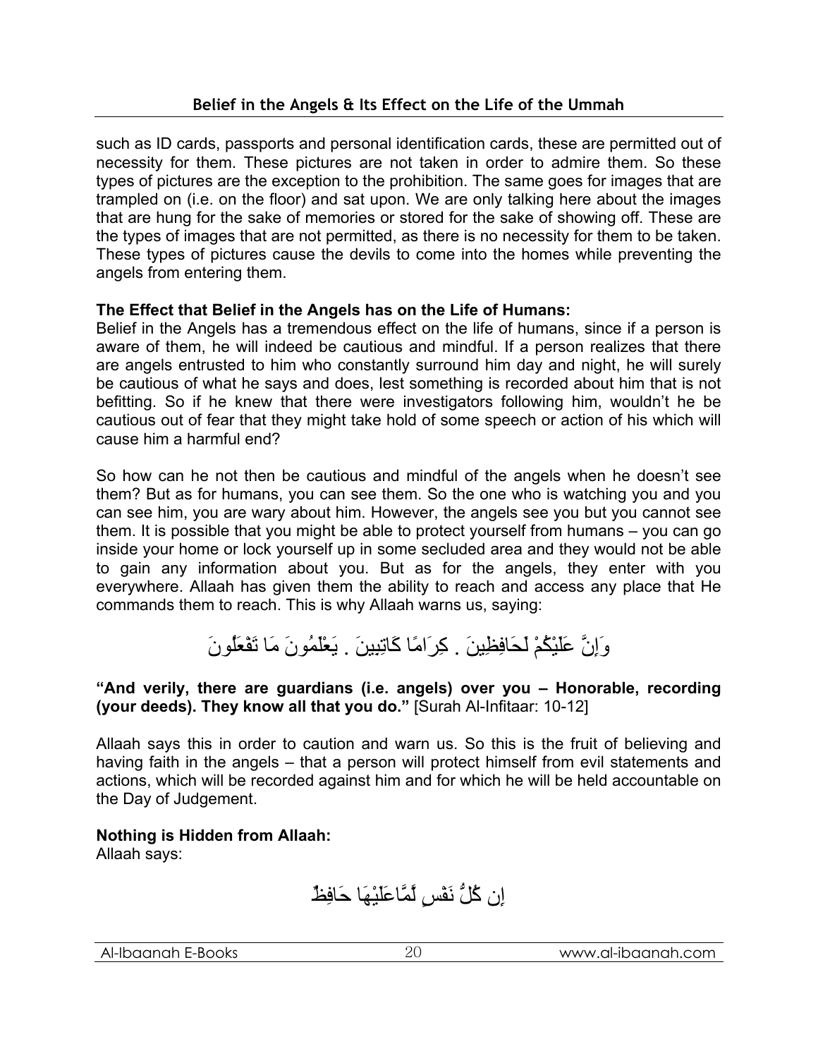such as ID cards, passports and personal identification cards, these are permitted out of necessity for them. These pictures are not taken in order to admire them. So these types of pictures are the exception to the prohibition. The same goes for images that are trampled on (i.e. on the floor) and sat upon. We are only talking here about the images that are hung for the sake of memories or stored for the sake of showing off. These are the types of images that are not permitted, as there is no necessity for them to be taken. These types of pictures cause the devils to come into the homes while preventing the angels from entering them.

**The Effect that Belief in the Angels has on the Life of Humans:**
Belief in the Angels has a tremendous effect on the life of humans, since if a person is aware of them, he will indeed be cautious and mindful. If a person realizes that there are angels entrusted to him who constantly surround him day and night, he will surely be cautious of what he says and does, lest something is recorded about him that is not befitting. So if he knew that there were investigators following him, wouldn't he be cautious out of fear that they might take hold of some speech or action of his which will cause him a harmful end?

So how can he not then be cautious and mindful of the angels when he doesn't see them? But as for humans, you can see them. So the one who is watching you and you can see him, you are wary about him. However, the angels see you but you cannot see them. It is possible that you might be able to protect yourself from humans – you can go inside your home or lock yourself up in some secluded area and they would not be able to gain any information about you. But as for the angels, they enter with you everywhere. Allaah has given them the ability to reach and access any place that He commands them to reach. This is why Allaah warns us, saying:

وَإِنَّ عَلَيْكُمْ لَحَافِظِينَ . كِرَامًا كَاتِبِينَ . يَعْلَمُونَ مَا تَفْعَلُونَ

**"And verily, there are guardians (i.e. angels) over you – Honorable, recording (your deeds). They know all that you do."** [Surah Al-Infitaar: 10-12]

Allaah says this in order to caution and warn us. So this is the fruit of believing and having faith in the angels – that a person will protect himself from evil statements and actions, which will be recorded against him and for which he will be held accountable on the Day of Judgement.

**Nothing is Hidden from Allaah:**
Allaah says:

إِن كُلُّ نَفْسٍ لَّمَّا عَلَيْهَا حَافِظٌ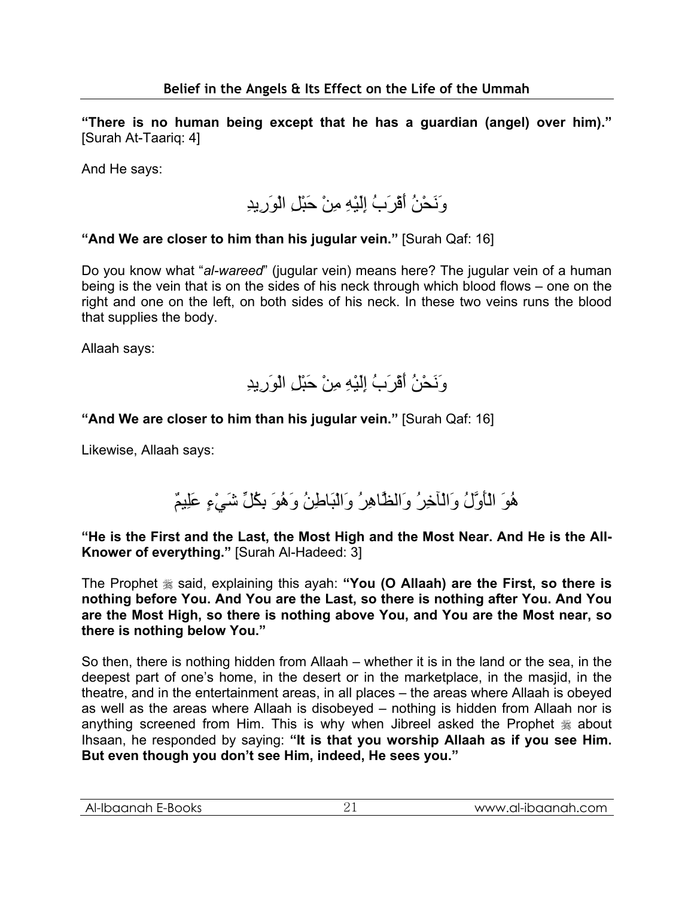**"There is no human being except that he has a guardian (angel) over him)."** [Surah At-Taariq: 4]

And He says:

وَنَحْنُ أَقْرَبُ إِلَيْهِ مِنْ حَبْلِ الْوَرِيدِ

**"And We are closer to him than his jugular vein."** [Surah Qaf: 16]

Do you know what "*al-wareed*" (jugular vein) means here? The jugular vein of a human being is the vein that is on the sides of his neck through which blood flows – one on the right and one on the left, on both sides of his neck. In these two veins runs the blood that supplies the body.

Allaah says:

وَنَحْنُ أَقْرَبُ إِلَيْهِ مِنْ حَبْلِ الْوَرِيدِ

**"And We are closer to him than his jugular vein."** [Surah Qaf: 16]

Likewise, Allaah says:

هُوَ الْأَوَّلُ وَالْآخِرُ وَالظَّاهِرُ وَالْبَاطِنُ وَهُوَ بِكُلِّ شَيْءٍ عَلِيمٌ

**"He is the First and the Last, the Most High and the Most Near. And He is the All-Knower of everything."** [Surah Al-Hadeed: 3]

The Prophet ﷺ said, explaining this ayah: **"You (O Allaah) are the First, so there is nothing before You. And You are the Last, so there is nothing after You. And You are the Most High, so there is nothing above You, and You are the Most near, so there is nothing below You."**

So then, there is nothing hidden from Allaah – whether it is in the land or the sea, in the deepest part of one's home, in the desert or in the marketplace, in the masjid, in the theatre, and in the entertainment areas, in all places – the areas where Allaah is obeyed as well as the areas where Allaah is disobeyed – nothing is hidden from Allaah nor is anything screened from Him. This is why when Jibreel asked the Prophet ﷺ about Ihsaan, he responded by saying: **"It is that you worship Allaah as if you see Him. But even though you don't see Him, indeed, He sees you."**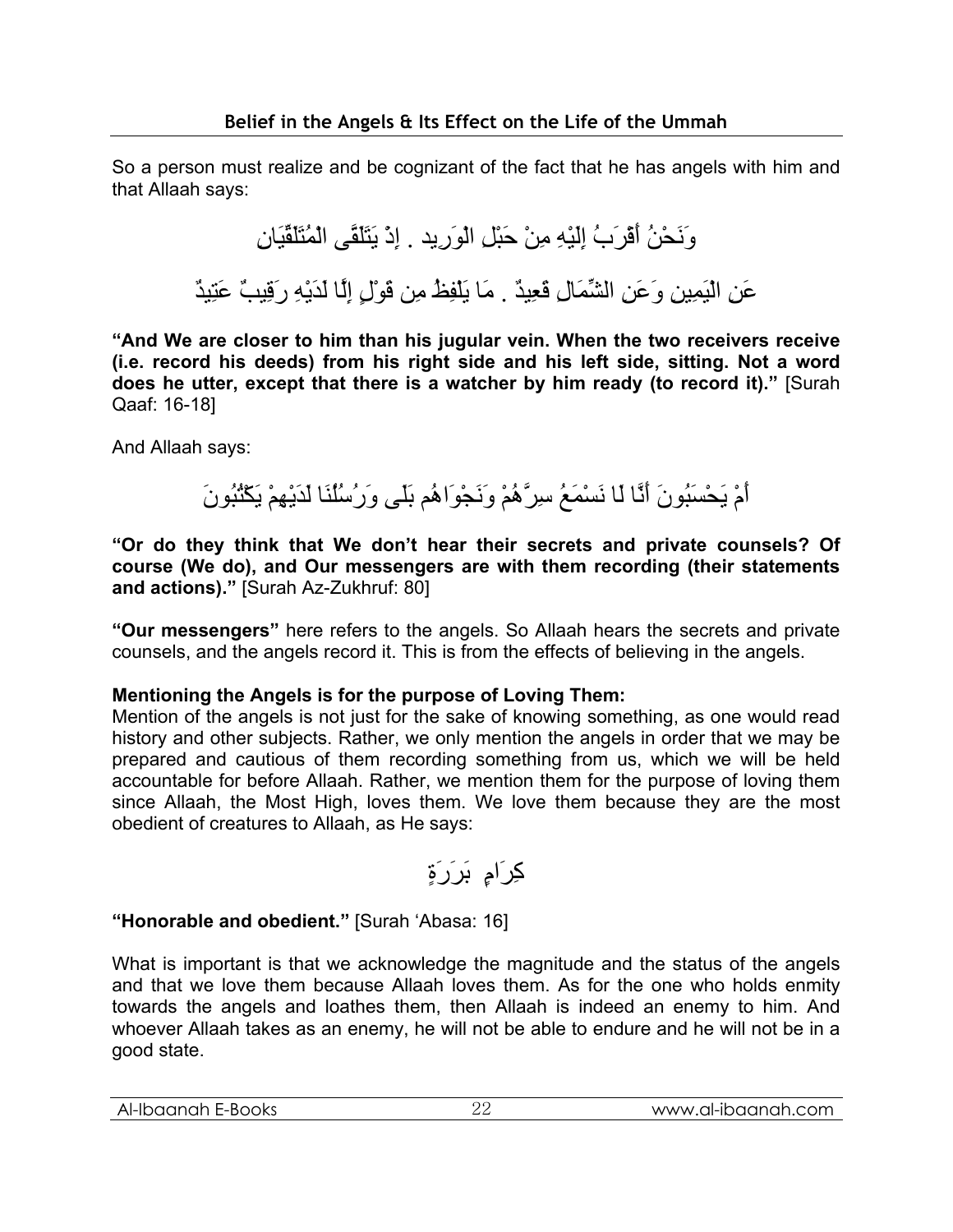So a person must realize and be cognizant of the fact that he has angels with him and that Allaah says:

وَنَحْنُ أَقْرَبُ إِلَيْهِ مِنْ حَبْلِ الْوَرِيد . إِذْ يَتَلَقَّى الْمُتَلَقِّيَانِ

عَنِ الْيَمِينِ وَعَنِ الشِّمَالِ قَعِيدٌ . مَا يَلْفِظُ مِن قَوْلٍ إِلَّا لَدَيْهِ رَقِيبٌ عَتِيدٌ

**"And We are closer to him than his jugular vein. When the two receivers receive (i.e. record his deeds) from his right side and his left side, sitting. Not a word does he utter, except that there is a watcher by him ready (to record it)."** [Surah Qaaf: 16-18]

And Allaah says:

أَمْ يَحْسَبُونَ أَنَّا لَا نَسْمَعُ سِرَّهُمْ وَنَجْوَاهُم بَلَى وَرُسُلُنَا لَدَيْهِمْ يَكْتُبُونَ

**"Or do they think that We don't hear their secrets and private counsels? Of course (We do), and Our messengers are with them recording (their statements and actions)."** [Surah Az-Zukhruf: 80]

**"Our messengers"** here refers to the angels. So Allaah hears the secrets and private counsels, and the angels record it. This is from the effects of believing in the angels.

**Mentioning the Angels is for the purpose of Loving Them:**
Mention of the angels is not just for the sake of knowing something, as one would read history and other subjects. Rather, we only mention the angels in order that we may be prepared and cautious of them recording something from us, which we will be held accountable for before Allaah. Rather, we mention them for the purpose of loving them since Allaah, the Most High, loves them. We love them because they are the most obedient of creatures to Allaah, as He says:

كِرَامٍ بَرَرَةٍ

**"Honorable and obedient."** [Surah 'Abasa: 16]

What is important is that we acknowledge the magnitude and the status of the angels and that we love them because Allaah loves them. As for the one who holds enmity towards the angels and loathes them, then Allaah is indeed an enemy to him. And whoever Allaah takes as an enemy, he will not be able to endure and he will not be in a good state.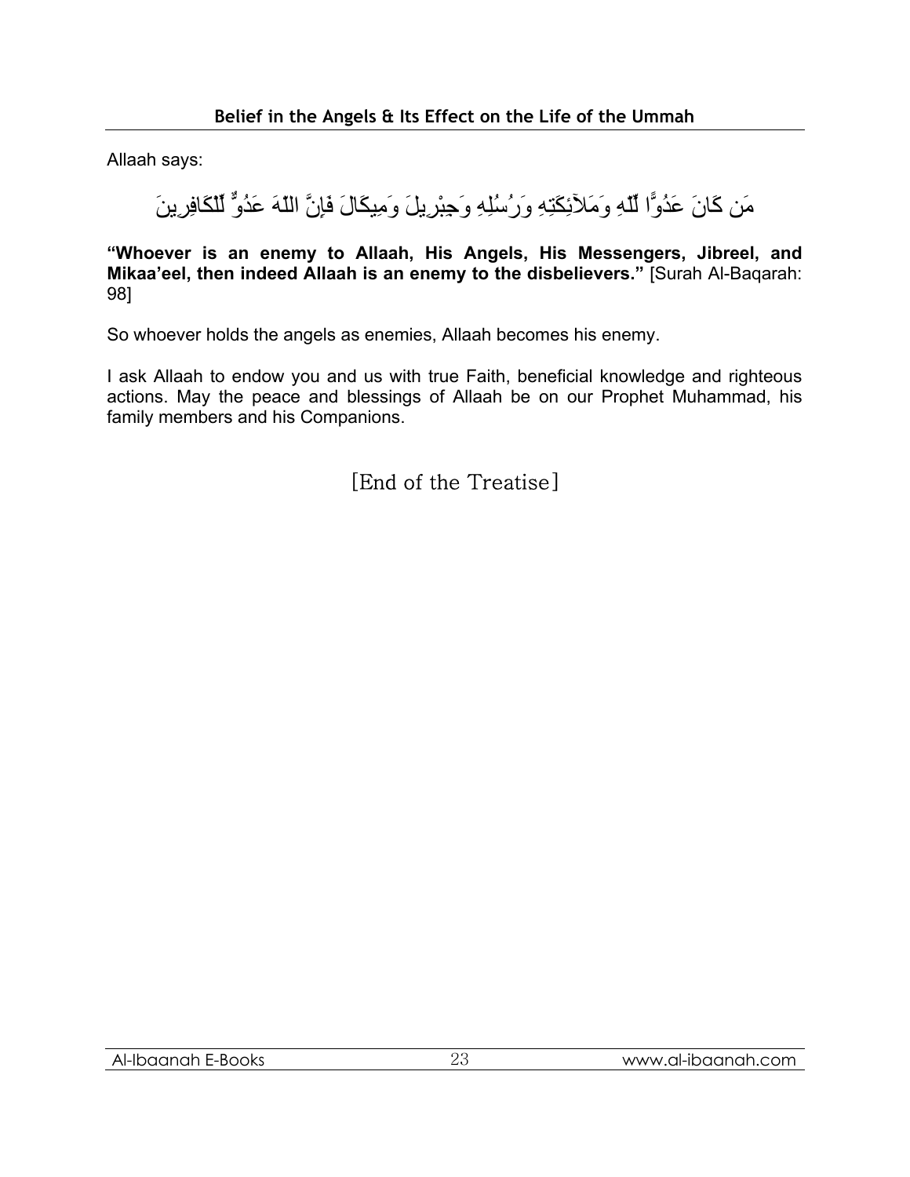Allaah says:

مَن كَانَ عَدُوًّا لِّلّهِ وَمَلآئِكَتِهِ وَرُسُلِهِ وَجِبْرِيلَ وَمِيكَالَ فَإِنَّ اللّهَ عَدُوٌّ لِّلْكَافِرِينَ

**"Whoever is an enemy to Allaah, His Angels, His Messengers, Jibreel, and Mikaa'eel, then indeed Allaah is an enemy to the disbelievers."** [Surah Al-Baqarah: 98]

So whoever holds the angels as enemies, Allaah becomes his enemy.

I ask Allaah to endow you and us with true Faith, beneficial knowledge and righteous actions. May the peace and blessings of Allaah be on our Prophet Muhammad, his family members and his Companions.

[End of the Treatise]